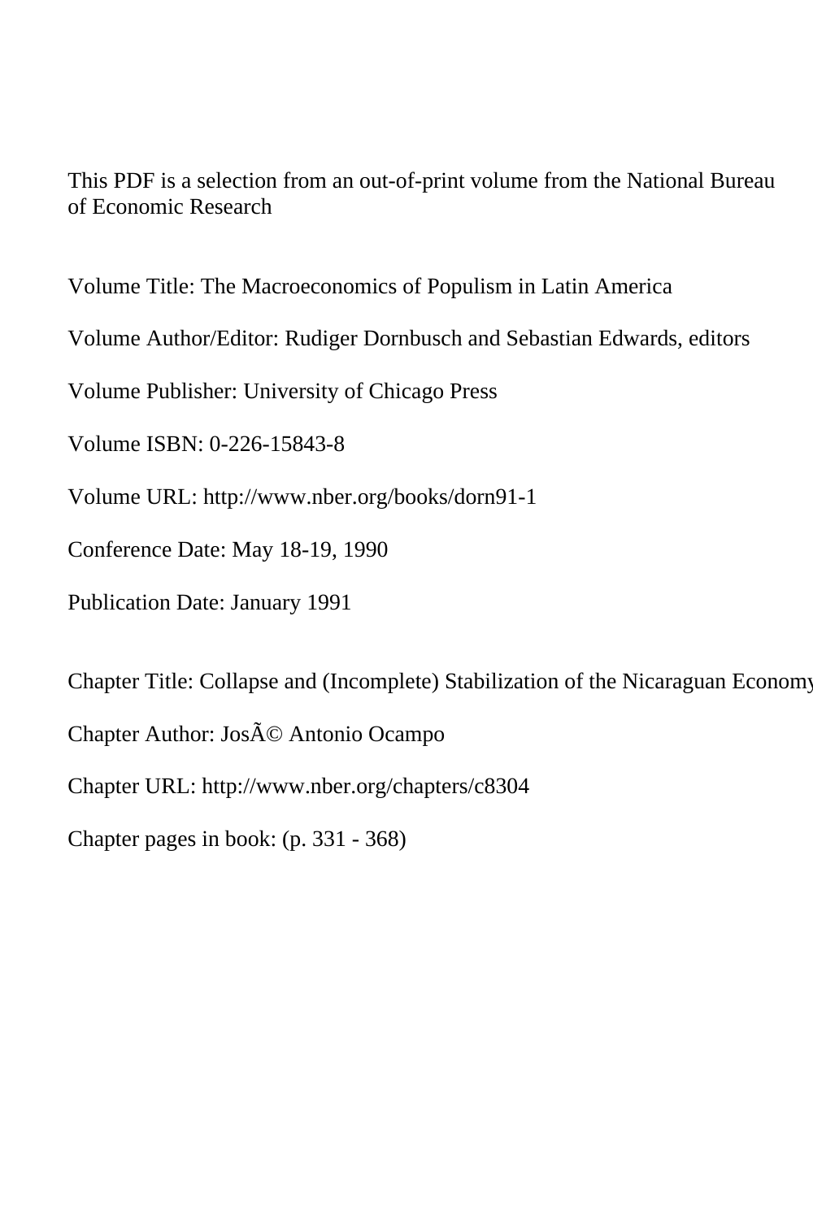This PDF is a selection from an out-of-print volume from the National Bureau of Economic Research

Volume Title: The Macroeconomics of Populism in Latin America

Volume Author/Editor: Rudiger Dornbusch and Sebastian Edwards, editors

Volume Publisher: University of Chicago Press

Volume ISBN: 0-226-15843-8

Volume URL: http://www.nber.org/books/dorn91-1

Conference Date: May 18-19, 1990

Publication Date: January 1991

Chapter Title: Collapse and (Incomplete) Stabilization of the Nicaraguan Economy

Chapter Author: JosÃ© Antonio Ocampo

Chapter URL: http://www.nber.org/chapters/c8304

Chapter pages in book: (p. 331 - 368)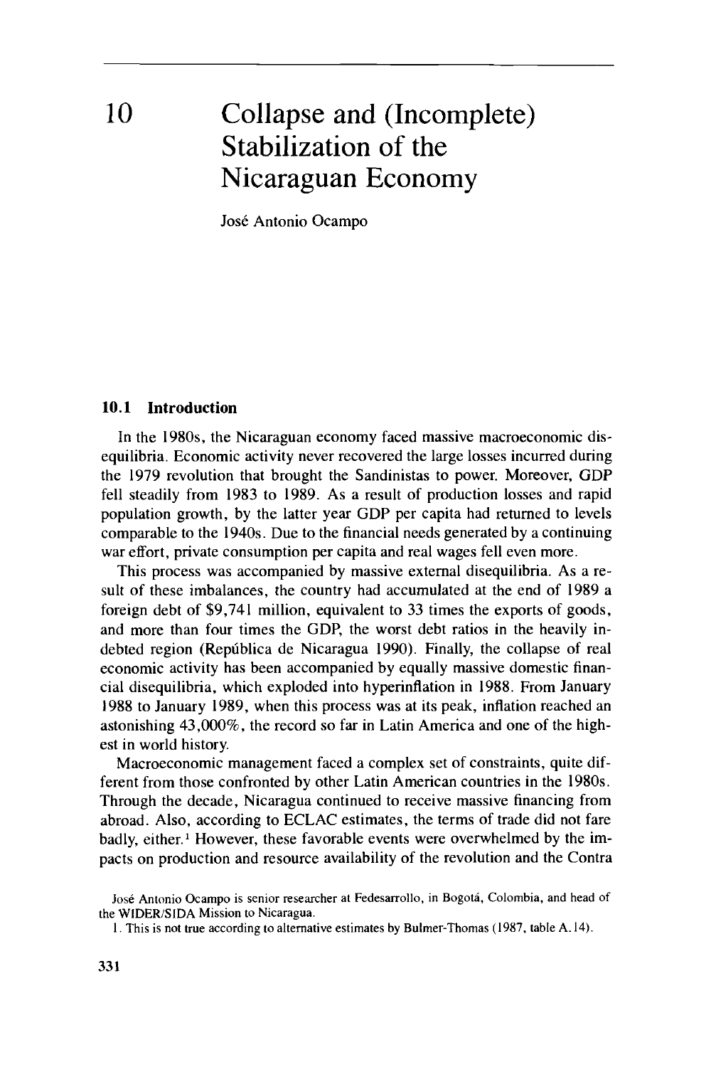# 10 Collapse and (Incomplete) Stabilization of the Nicaraguan Economy

José Antonio Ocampo

## 10.1 Introduction

In the 1980s, the Nicaraguan economy faced massive macroeconomic disequilibria. Economic activity never recovered the large losses incurred during the 1979 revolution that brought the Sandinistas to power. Moreover, GDP fell steadily from 1983 to 1989. As a result of production losses and rapid population growth, by the latter year GDP per capita had returned to levels comparable to the 1940s. Due to the financial needs generated by a continuing war effort, private consumption per capita and real wages fell even more.

This process was accompanied by massive external disequilibria. As a result of these imbalances, the country had accumulated at the end of 1989 a foreign debt of $9,741 million, equivalent to 33 times the exports of goods, and more than four times the GDP, the worst debt ratios in the heavily indebted region (República de Nicaragua 1990). Finally, the collapse of real economic activity has been accompanied by equally massive domestic financial disequilibria, which exploded into hyperinflation in 1988. From January 1988 to January 1989, when this process was at its peak, inflation reached an astonishing 43,000%, the record so far in Latin America and one of the highest in world history.

Macroeconomic management faced a complex set of constraints, quite different from those confronted by other Latin American countries in the 1980s. Through the decade, Nicaragua continued to receive massive financing from abroad. Also, according to ECLAC estimates, the terms of trade did not fare badly, either.[1] However, these favorable events were overwhelmed by the impacts on production and resource availability of the revolution and the Contra

José Antonio Ocampo is senior researcher at Fedesarrollo, in Bogotá, Colombia, and head of the WIDER/SIDA Mission to Nicaragua.

1. This is not true according to alternative estimates by Bulmer-Thomas (1987, table A.14).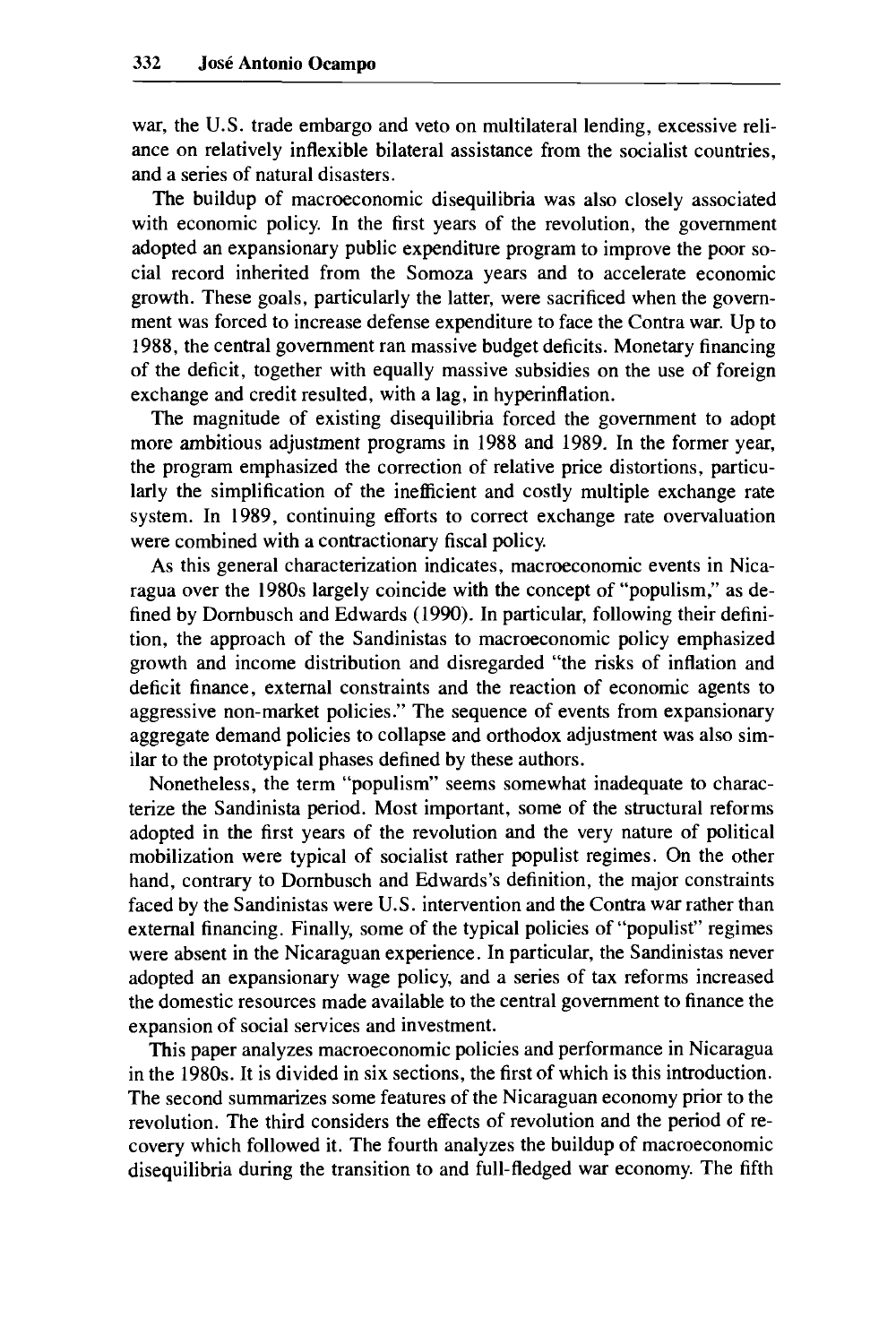war, the U.S. trade embargo and veto on multilateral lending, excessive reliance on relatively inflexible bilateral assistance from the socialist countries, and a series of natural disasters.

The buildup of macroeconomic disequilibria was also closely associated with economic policy. In the first years of the revolution, the government adopted an expansionary public expenditure program to improve the poor social record inherited from the Somoza years and to accelerate economic growth. These goals, particularly the latter, were sacrificed when the government was forced to increase defense expenditure to face the Contra war. Up to 1988, the central government ran massive budget deficits. Monetary financing of the deficit, together with equally massive subsidies on the use of foreign exchange and credit resulted, with a lag, in hyperinflation.

The magnitude of existing disequilibria forced the government to adopt more ambitious adjustment programs in 1988 and 1989. In the former year, the program emphasized the correction of relative price distortions, particularly the simplification of the inefficient and costly multiple exchange rate system. In 1989, continuing efforts to correct exchange rate overvaluation were combined with a contractionary fiscal policy.

As this general characterization indicates, macroeconomic events in Nicaragua over the 1980s largely coincide with the concept of "populism," as defined by Dornbusch and Edwards (1990). In particular, following their definition, the approach of the Sandinistas to macroeconomic policy emphasized growth and income distribution and disregarded "the risks of inflation and deficit finance, external constraints and the reaction of economic agents to aggressive non-market policies." The sequence of events from expansionary aggregate demand policies to collapse and orthodox adjustment was also similar to the prototypical phases defined by these authors.

Nonetheless, the term "populism" seems somewhat inadequate to characterize the Sandinista period. Most important, some of the structural reforms adopted in the first years of the revolution and the very nature of political mobilization were typical of socialist rather populist regimes. On the other hand, contrary to Dornbusch and Edwards's definition, the major constraints faced by the Sandinistas were U.S. intervention and the Contra war rather than external financing. Finally, some of the typical policies of "populist" regimes were absent in the Nicaraguan experience. In particular, the Sandinistas never adopted an expansionary wage policy, and a series of tax reforms increased the domestic resources made available to the central government to finance the expansion of social services and investment.

This paper analyzes macroeconomic policies and performance in Nicaragua in the 1980s. It is divided in six sections, the first of which is this introduction. The second summarizes some features of the Nicaraguan economy prior to the revolution. The third considers the effects of revolution and the period of recovery which followed it. The fourth analyzes the buildup of macroeconomic disequilibria during the transition to and full-fledged war economy. The fifth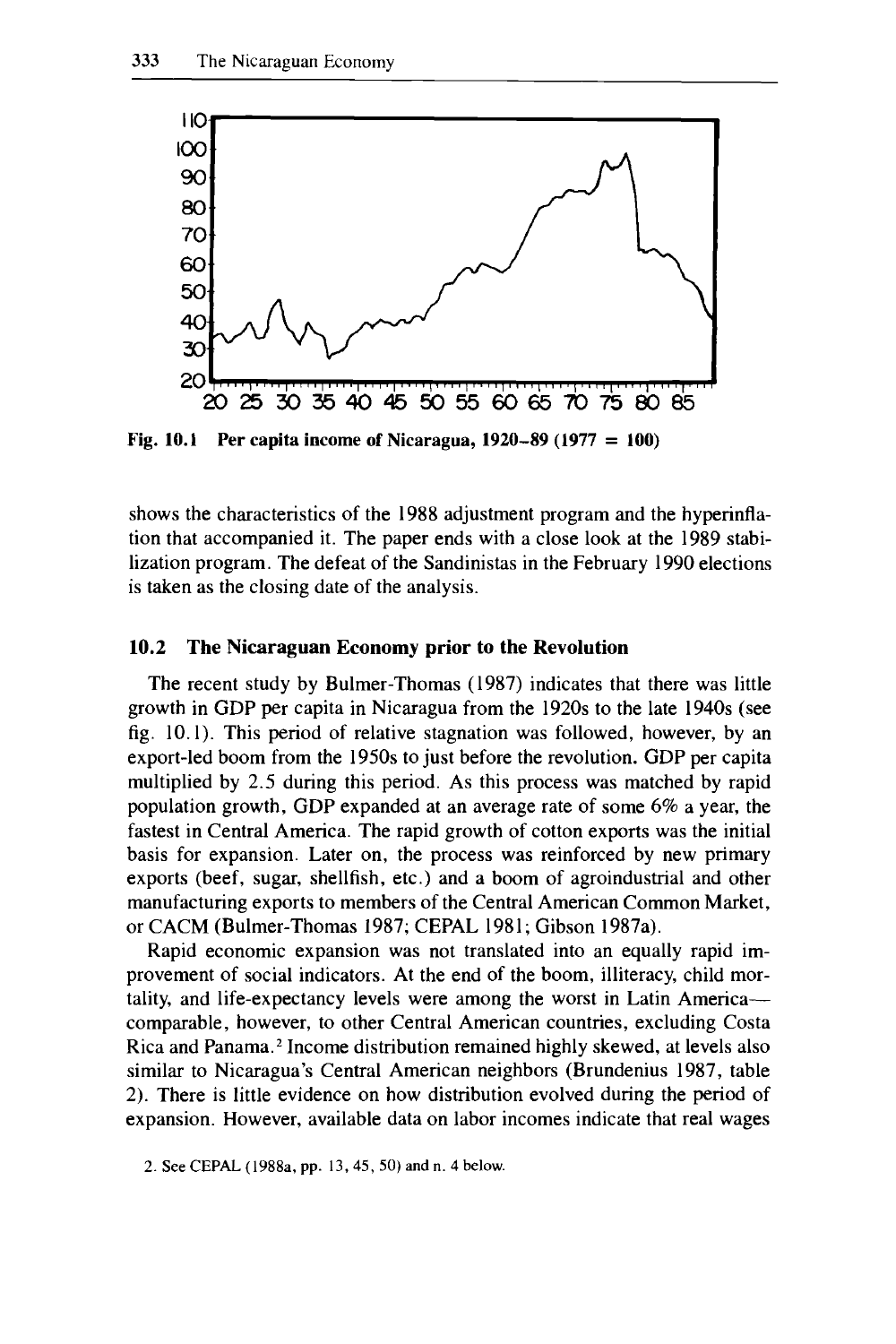Fig. 10.1 Per capita income of Nicaragua, 1920–89 (1977 = 100)

shows the characteristics of the 1988 adjustment program and the hyperinflation that accompanied it. The paper ends with a close look at the 1989 stabilization program. The defeat of the Sandinistas in the February 1990 elections is taken as the closing date of the analysis.

### 10.2 The Nicaraguan Economy prior to the Revolution

The recent study by Bulmer-Thomas (1987) indicates that there was little growth in GDP per capita in Nicaragua from the 1920s to the late 1940s (see fig. 10.1). This period of relative stagnation was followed, however, by an export-led boom from the 1950s to just before the revolution. GDP per capita multiplied by 2.5 during this period. As this process was matched by rapid population growth, GDP expanded at an average rate of some 6% a year, the fastest in Central America. The rapid growth of cotton exports was the initial basis for expansion. Later on, the process was reinforced by new primary exports (beef, sugar, shellfish, etc.) and a boom of agroindustrial and other manufacturing exports to members of the Central American Common Market, or CACM (Bulmer-Thomas 1987; CEPAL 1981; Gibson 1987a).

Rapid economic expansion was not translated into an equally rapid improvement of social indicators. At the end of the boom, illiteracy, child mortality, and life-expectancy levels were among the worst in Latin America—comparable, however, to other Central American countries, excluding Costa Rica and Panama.[2] Income distribution remained highly skewed, at levels also similar to Nicaragua's Central American neighbors (Brundenius 1987, table 2). There is little evidence on how distribution evolved during the period of expansion. However, available data on labor incomes indicate that real wages

2. See CEPAL (1988a, pp. 13, 45, 50) and n. 4 below.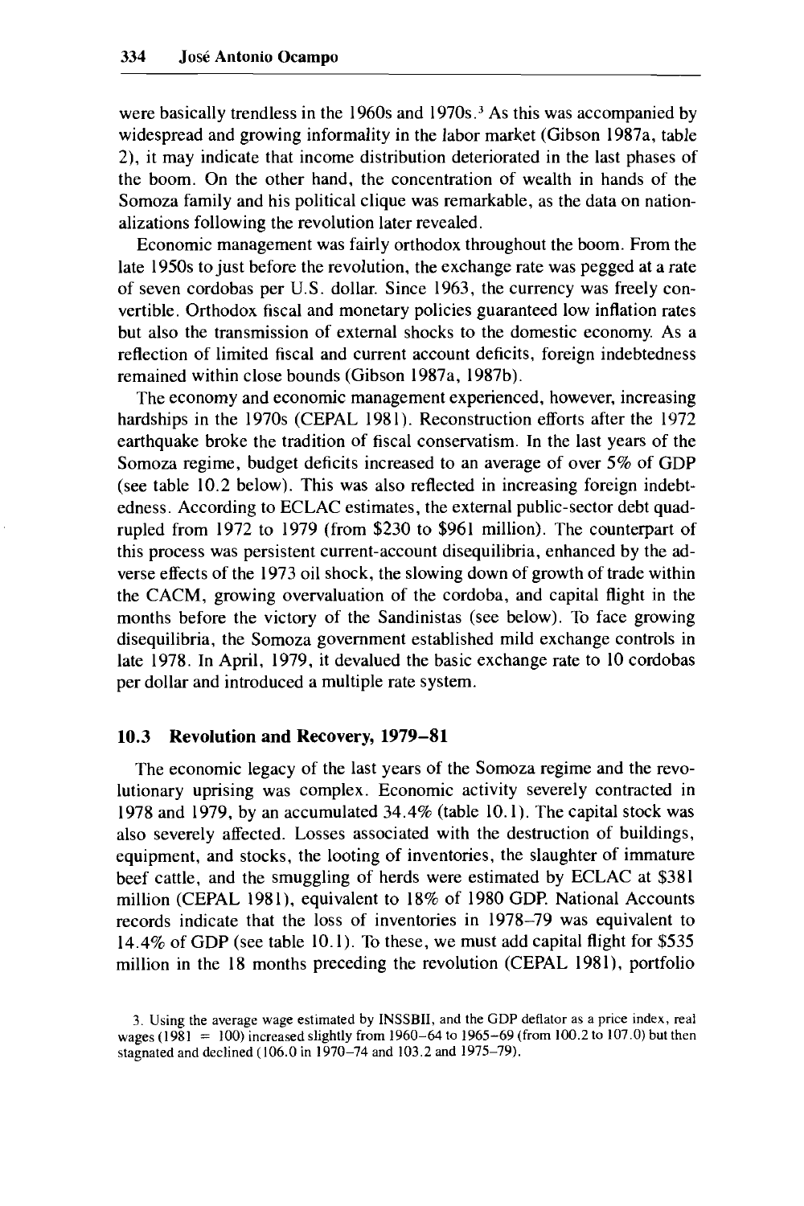were basically trendless in the 1960s and 1970s.[3] As this was accompanied by widespread and growing informality in the labor market (Gibson 1987a, table 2), it may indicate that income distribution deteriorated in the last phases of the boom. On the other hand, the concentration of wealth in hands of the Somoza family and his political clique was remarkable, as the data on nationalizations following the revolution later revealed.

Economic management was fairly orthodox throughout the boom. From the late 1950s to just before the revolution, the exchange rate was pegged at a rate of seven cordobas per U.S. dollar. Since 1963, the currency was freely convertible. Orthodox fiscal and monetary policies guaranteed low inflation rates but also the transmission of external shocks to the domestic economy. As a reflection of limited fiscal and current account deficits, foreign indebtedness remained within close bounds (Gibson 1987a, 1987b).

The economy and economic management experienced, however, increasing hardships in the 1970s (CEPAL 1981). Reconstruction efforts after the 1972 earthquake broke the tradition of fiscal conservatism. In the last years of the Somoza regime, budget deficits increased to an average of over 5% of GDP (see table 10.2 below). This was also reflected in increasing foreign indebtedness. According to ECLAC estimates, the external public-sector debt quadrupled from 1972 to 1979 (from \$230 to \$961 million). The counterpart of this process was persistent current-account disequilibria, enhanced by the adverse effects of the 1973 oil shock, the slowing down of growth of trade within the CACM, growing overvaluation of the cordoba, and capital flight in the months before the victory of the Sandinistas (see below). To face growing disequilibria, the Somoza government established mild exchange controls in late 1978. In April, 1979, it devalued the basic exchange rate to 10 cordobas per dollar and introduced a multiple rate system.

## 10.3 Revolution and Recovery, 1979–81

The economic legacy of the last years of the Somoza regime and the revolutionary uprising was complex. Economic activity severely contracted in 1978 and 1979, by an accumulated 34.4% (table 10.1). The capital stock was also severely affected. Losses associated with the destruction of buildings, equipment, and stocks, the looting of inventories, the slaughter of immature beef cattle, and the smuggling of herds were estimated by ECLAC at \$381 million (CEPAL 1981), equivalent to 18% of 1980 GDP. National Accounts records indicate that the loss of inventories in 1978–79 was equivalent to 14.4% of GDP (see table 10.1). To these, we must add capital flight for \$535 million in the 18 months preceding the revolution (CEPAL 1981), portfolio

3. Using the average wage estimated by INSSBII, and the GDP deflator as a price index, real wages (1981 = 100) increased slightly from 1960–64 to 1965–69 (from 100.2 to 107.0) but then stagnated and declined (106.0 in 1970–74 and 103.2 and 1975–79).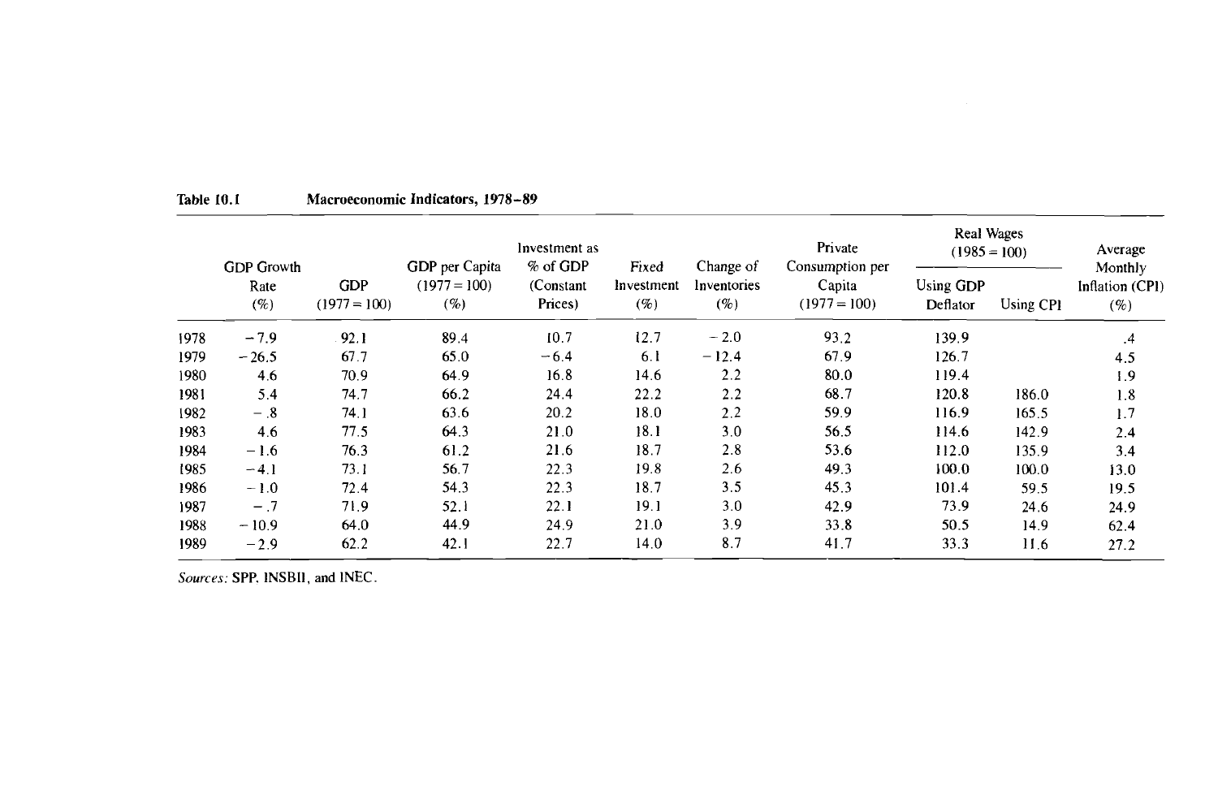**Table 10.1** **Macroeconomic Indicators, 1978–89**

| | GDP Growth Rate (%) | GDP (1977 = 100) | GDP per Capita (1977 = 100) (%) | Investment as % of GDP (Constant Prices) | Fixed Investment (%) | Change of Inventories (%) | Private Consumption per Capita (1977 = 100) | Real Wages (1985 = 100) | | Average Monthly Inflation (CPI) (%) |
|---|---|---|---|---|---|---|---|---|---|---|
| | | | | | | | | Using GDP Deflator | Using CPI | |
| 1978 | −7.9 | 92.1 | 89.4 | 10.7 | 12.7 | −2.0 | 93.2 | 139.9 | | .4 |
| 1979 | −26.5 | 67.7 | 65.0 | −6.4 | 6.1 | −12.4 | 67.9 | 126.7 | | 4.5 |
| 1980 | 4.6 | 70.9 | 64.9 | 16.8 | 14.6 | 2.2 | 80.0 | 119.4 | | 1.9 |
| 1981 | 5.4 | 74.7 | 66.2 | 24.4 | 22.2 | 2.2 | 68.7 | 120.8 | 186.0 | 1.8 |
| 1982 | −.8 | 74.1 | 63.6 | 20.2 | 18.0 | 2.2 | 59.9 | 116.9 | 165.5 | 1.7 |
| 1983 | 4.6 | 77.5 | 64.3 | 21.0 | 18.1 | 3.0 | 56.5 | 114.6 | 142.9 | 2.4 |
| 1984 | −1.6 | 76.3 | 61.2 | 21.6 | 18.7 | 2.8 | 53.6 | 112.0 | 135.9 | 3.4 |
| 1985 | −4.1 | 73.1 | 56.7 | 22.3 | 19.8 | 2.6 | 49.3 | 100.0 | 100.0 | 13.0 |
| 1986 | −1.0 | 72.4 | 54.3 | 22.3 | 18.7 | 3.5 | 45.3 | 101.4 | 59.5 | 19.5 |
| 1987 | −.7 | 71.9 | 52.1 | 22.1 | 19.1 | 3.0 | 42.9 | 73.9 | 24.6 | 24.9 |
| 1988 | −10.9 | 64.0 | 44.9 | 24.9 | 21.0 | 3.9 | 33.8 | 50.5 | 14.9 | 62.4 |
| 1989 | −2.9 | 62.2 | 42.1 | 22.7 | 14.0 | 8.7 | 41.7 | 33.3 | 11.6 | 27.2 |

*Sources:* SPP, INSBII, and INEC.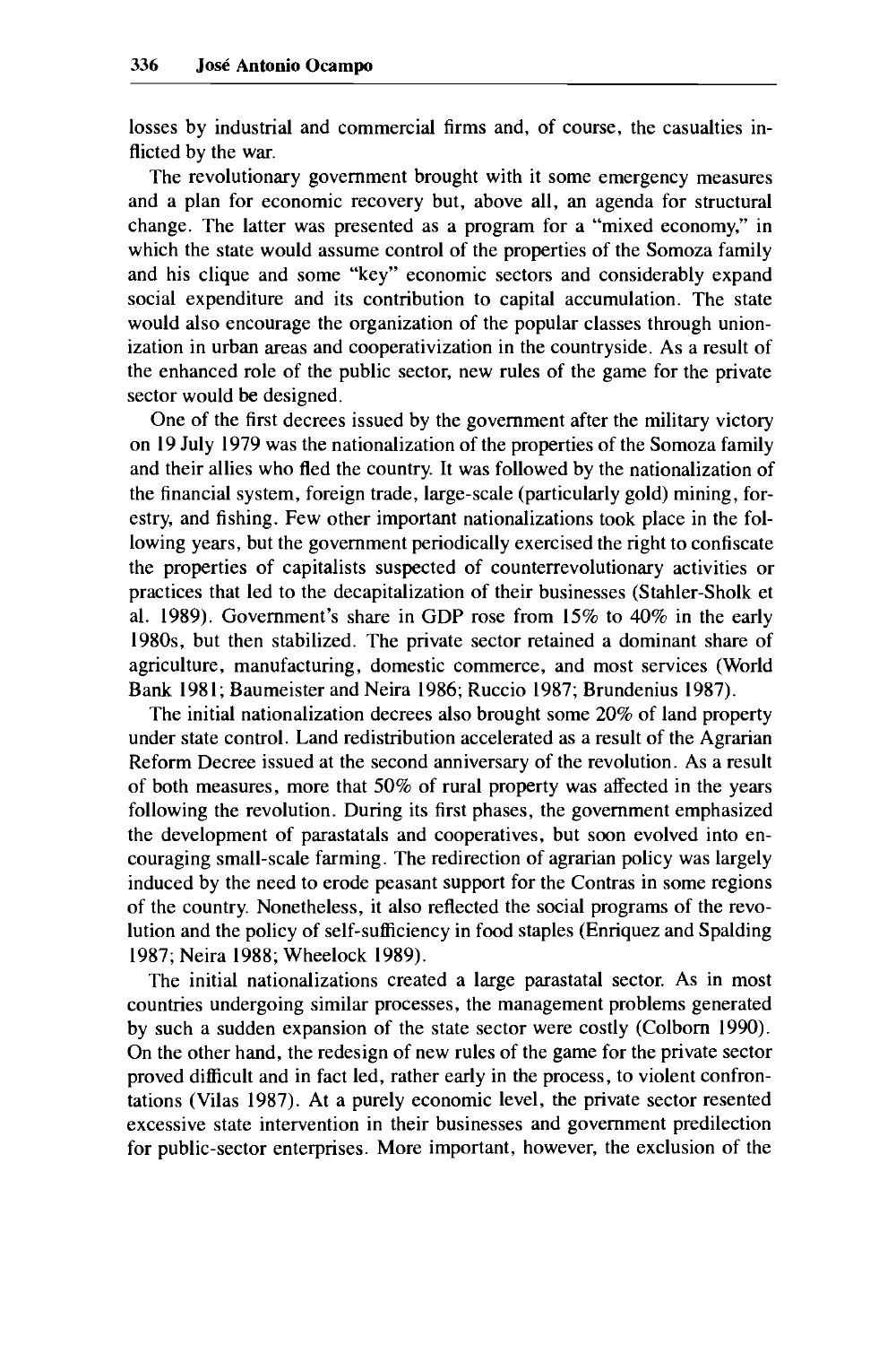losses by industrial and commercial firms and, of course, the casualties inflicted by the war.

The revolutionary government brought with it some emergency measures and a plan for economic recovery but, above all, an agenda for structural change. The latter was presented as a program for a "mixed economy," in which the state would assume control of the properties of the Somoza family and his clique and some "key" economic sectors and considerably expand social expenditure and its contribution to capital accumulation. The state would also encourage the organization of the popular classes through unionization in urban areas and cooperativization in the countryside. As a result of the enhanced role of the public sector, new rules of the game for the private sector would be designed.

One of the first decrees issued by the government after the military victory on 19 July 1979 was the nationalization of the properties of the Somoza family and their allies who fled the country. It was followed by the nationalization of the financial system, foreign trade, large-scale (particularly gold) mining, forestry, and fishing. Few other important nationalizations took place in the following years, but the government periodically exercised the right to confiscate the properties of capitalists suspected of counterrevolutionary activities or practices that led to the decapitalization of their businesses (Stahler-Sholk et al. 1989). Government's share in GDP rose from 15% to 40% in the early 1980s, but then stabilized. The private sector retained a dominant share of agriculture, manufacturing, domestic commerce, and most services (World Bank 1981; Baumeister and Neira 1986; Ruccio 1987; Brundenius 1987).

The initial nationalization decrees also brought some 20% of land property under state control. Land redistribution accelerated as a result of the Agrarian Reform Decree issued at the second anniversary of the revolution. As a result of both measures, more that 50% of rural property was affected in the years following the revolution. During its first phases, the government emphasized the development of parastatals and cooperatives, but soon evolved into encouraging small-scale farming. The redirection of agrarian policy was largely induced by the need to erode peasant support for the Contras in some regions of the country. Nonetheless, it also reflected the social programs of the revolution and the policy of self-sufficiency in food staples (Enriquez and Spalding 1987; Neira 1988; Wheelock 1989).

The initial nationalizations created a large parastatal sector. As in most countries undergoing similar processes, the management problems generated by such a sudden expansion of the state sector were costly (Colborn 1990). On the other hand, the redesign of new rules of the game for the private sector proved difficult and in fact led, rather early in the process, to violent confrontations (Vilas 1987). At a purely economic level, the private sector resented excessive state intervention in their businesses and government predilection for public-sector enterprises. More important, however, the exclusion of the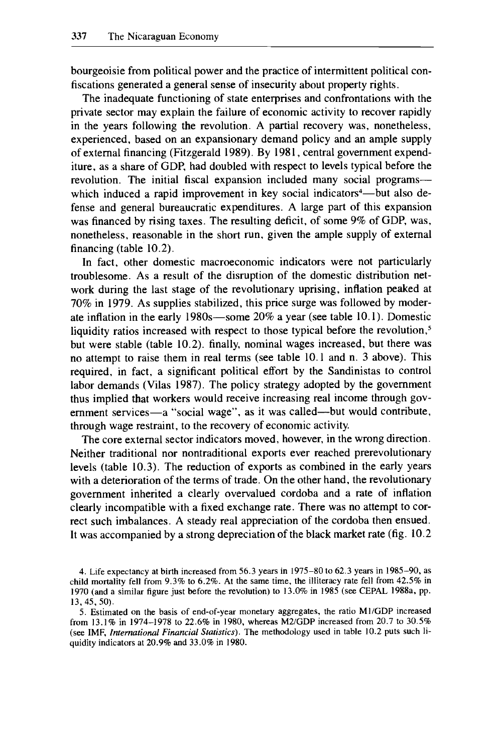bourgeoisie from political power and the practice of intermittent political confiscations generated a general sense of insecurity about property rights.

The inadequate functioning of state enterprises and confrontations with the private sector may explain the failure of economic activity to recover rapidly in the years following the revolution. A partial recovery was, nonetheless, experienced, based on an expansionary demand policy and an ample supply of external financing (Fitzgerald 1989). By 1981, central government expenditure, as a share of GDP, had doubled with respect to levels typical before the revolution. The initial fiscal expansion included many social programs—which induced a rapid improvement in key social indicators[4]—but also defense and general bureaucratic expenditures. A large part of this expansion was financed by rising taxes. The resulting deficit, of some 9% of GDP, was, nonetheless, reasonable in the short run, given the ample supply of external financing (table 10.2).

In fact, other domestic macroeconomic indicators were not particularly troublesome. As a result of the disruption of the domestic distribution network during the last stage of the revolutionary uprising, inflation peaked at 70% in 1979. As supplies stabilized, this price surge was followed by moderate inflation in the early 1980s—some 20% a year (see table 10.1). Domestic liquidity ratios increased with respect to those typical before the revolution,[5] but were stable (table 10.2). finally, nominal wages increased, but there was no attempt to raise them in real terms (see table 10.1 and n. 3 above). This required, in fact, a significant political effort by the Sandinistas to control labor demands (Vilas 1987). The policy strategy adopted by the government thus implied that workers would receive increasing real income through government services—a "social wage", as it was called—but would contribute, through wage restraint, to the recovery of economic activity.

The core external sector indicators moved, however, in the wrong direction. Neither traditional nor nontraditional exports ever reached prerevolutionary levels (table 10.3). The reduction of exports as combined in the early years with a deterioration of the terms of trade. On the other hand, the revolutionary government inherited a clearly overvalued cordoba and a rate of inflation clearly incompatible with a fixed exchange rate. There was no attempt to correct such imbalances. A steady real appreciation of the cordoba then ensued. It was accompanied by a strong depreciation of the black market rate (fig. 10.2

4. Life expectancy at birth increased from 56.3 years in 1975–80 to 62.3 years in 1985–90, as child mortality fell from 9.3% to 6.2%. At the same time, the illiteracy rate fell from 42.5% in 1970 (and a similar figure just before the revolution) to 13.0% in 1985 (see CEPAL 1988a, pp. 13, 45, 50).

5. Estimated on the basis of end-of-year monetary aggregates, the ratio M1/GDP increased from 13.1% in 1974–1978 to 22.6% in 1980, whereas M2/GDP increased from 20.7 to 30.5% (see IMF, *International Financial Statistics*). The methodology used in table 10.2 puts such liquidity indicators at 20.9% and 33.0% in 1980.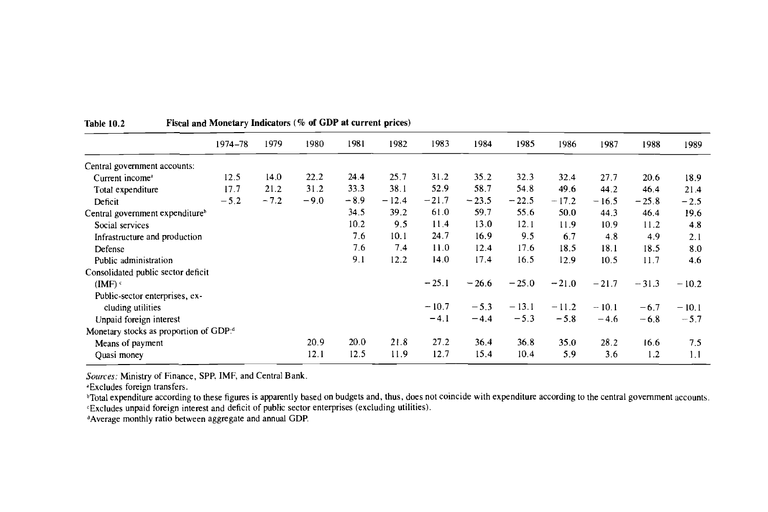**Table 10.2 Fiscal and Monetary Indicators (% of GDP at current prices)**

| | 1974–78 | 1979 | 1980 | 1981 | 1982 | 1983 | 1984 | 1985 | 1986 | 1987 | 1988 | 1989 |
|---|---|---|---|---|---|---|---|---|---|---|---|---|
| Central government accounts: | | | | | | | | | | | | |
| Current income[a] | 12.5 | 14.0 | 22.2 | 24.4 | 25.7 | 31.2 | 35.2 | 32.3 | 32.4 | 27.7 | 20.6 | 18.9 |
| Total expenditure | 17.7 | 21.2 | 31.2 | 33.3 | 38.1 | 52.9 | 58.7 | 54.8 | 49.6 | 44.2 | 46.4 | 21.4 |
| Deficit | −5.2 | −7.2 | −9.0 | −8.9 | −12.4 | −21.7 | −23.5 | −22.5 | −17.2 | −16.5 | −25.8 | −2.5 |
| Central government expenditure[b] | | | | 34.5 | 39.2 | 61.0 | 59.7 | 55.6 | 50.0 | 44.3 | 46.4 | 19.6 |
| Social services | | | | 10.2 | 9.5 | 11.4 | 13.0 | 12.1 | 11.9 | 10.9 | 11.2 | 4.8 |
| Infrastructure and production | | | | 7.6 | 10.1 | 24.7 | 16.9 | 9.5 | 6.7 | 4.8 | 4.9 | 2.1 |
| Defense | | | | 7.6 | 7.4 | 11.0 | 12.4 | 17.6 | 18.5 | 18.1 | 18.5 | 8.0 |
| Public administration | | | | 9.1 | 12.2 | 14.0 | 17.4 | 16.5 | 12.9 | 10.5 | 11.7 | 4.6 |
| Consolidated public sector deficit (IMF)[c] | | | | | | −25.1 | −26.6 | −25.0 | −21.0 | −21.7 | −31.3 | −10.2 |
| Public-sector enterprises, excluding utilities | | | | | | −10.7 | −5.3 | −13.1 | −11.2 | −10.1 | −6.7 | −10.1 |
| Unpaid foreign interest | | | | | | −4.1 | −4.4 | −5.3 | −5.8 | −4.6 | −6.8 | −5.7 |
| Monetary stocks as proportion of GDP:[d] | | | | | | | | | | | | |
| Means of payment | | | 20.9 | 20.0 | 21.8 | 27.2 | 36.4 | 36.8 | 35.0 | 28.2 | 16.6 | 7.5 |
| Quasi money | | | 12.1 | 12.5 | 11.9 | 12.7 | 15.4 | 10.4 | 5.9 | 3.6 | 1.2 | 1.1 |

*Sources:* Ministry of Finance, SPP, IMF, and Central Bank.

[a]Excludes foreign transfers.

[b]Total expenditure according to these figures is apparently based on budgets and, thus, does not coincide with expenditure according to the central government accounts.

[c]Excludes unpaid foreign interest and deficit of public sector enterprises (excluding utilities).

[d]Average monthly ratio between aggregate and annual GDP.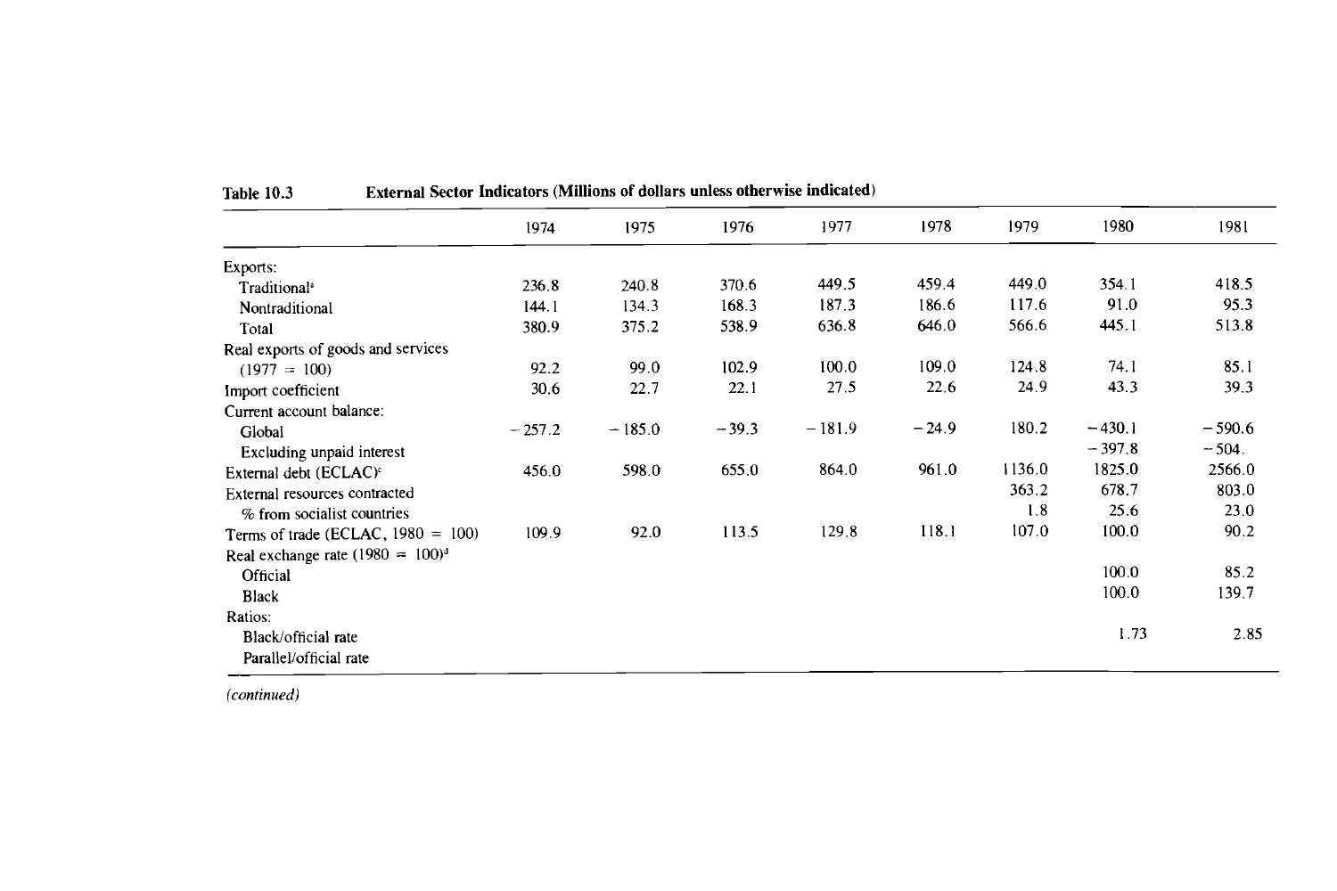**Table 10.3 External Sector Indicators (Millions of dollars unless otherwise indicated)**

| | 1974 | 1975 | 1976 | 1977 | 1978 | 1979 | 1980 | 1981 |
|---|---|---|---|---|---|---|---|---|
| Exports: | | | | | | | | |
| Traditional[a] | 236.8 | 240.8 | 370.6 | 449.5 | 459.4 | 449.0 | 354.1 | 418.5 |
| Nontraditional | 144.1 | 134.3 | 168.3 | 187.3 | 186.6 | 117.6 | 91.0 | 95.3 |
| Total | 380.9 | 375.2 | 538.9 | 636.8 | 646.0 | 566.6 | 445.1 | 513.8 |
| Real exports of goods and services (1977 = 100) | 92.2 | 99.0 | 102.9 | 100.0 | 109.0 | 124.8 | 74.1 | 85.1 |
| Import coefficient | 30.6 | 22.7 | 22.1 | 27.5 | 22.6 | 24.9 | 43.3 | 39.3 |
| Current account balance: | | | | | | | | |
| Global | −257.2 | −185.0 | −39.3 | −181.9 | −24.9 | 180.2 | −430.1 | −590.6 |
| Excluding unpaid interest | | | | | | | −397.8 | −504. |
| External debt (ECLAC)[c] | 456.0 | 598.0 | 655.0 | 864.0 | 961.0 | 1136.0 | 1825.0 | 2566.0 |
| External resources contracted | | | | | | 363.2 | 678.7 | 803.0 |
| % from socialist countries | | | | | | 1.8 | 25.6 | 23.0 |
| Terms of trade (ECLAC, 1980 = 100) | 109.9 | 92.0 | 113.5 | 129.8 | 118.1 | 107.0 | 100.0 | 90.2 |
| Real exchange rate (1980 = 100)[d] | | | | | | | | |
| Official | | | | | | | 100.0 | 85.2 |
| Black | | | | | | | 100.0 | 139.7 |
| Ratios: | | | | | | | | |
| Black/official rate | | | | | | | 1.73 | 2.85 |
| Parallel/official rate | | | | | | | | |

*(continued)*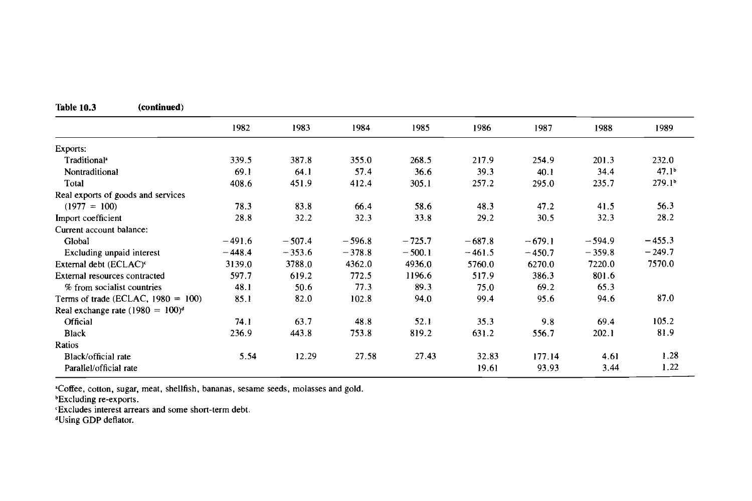**Table 10.3 (continued)**

| | 1982 | 1983 | 1984 | 1985 | 1986 | 1987 | 1988 | 1989 |
|---|---|---|---|---|---|---|---|---|
| Exports: | | | | | | | | |
| Traditional[a] | 339.5 | 387.8 | 355.0 | 268.5 | 217.9 | 254.9 | 201.3 | 232.0 |
| Nontraditional | 69.1 | 64.1 | 57.4 | 36.6 | 39.3 | 40.1 | 34.4 | 47.1[b] |
| Total | 408.6 | 451.9 | 412.4 | 305.1 | 257.2 | 295.0 | 235.7 | 279.1[b] |
| Real exports of goods and services (1977 = 100) | 78.3 | 83.8 | 66.4 | 58.6 | 48.3 | 47.2 | 41.5 | 56.3 |
| Import coefficient | 28.8 | 32.2 | 32.3 | 33.8 | 29.2 | 30.5 | 32.3 | 28.2 |
| Current account balance: | | | | | | | | |
| Global | −491.6 | −507.4 | −596.8 | −725.7 | −687.8 | −679.1 | −594.9 | −455.3 |
| Excluding unpaid interest | −448.4 | −353.6 | −378.8 | −500.1 | −461.5 | −450.7 | −359.8 | −249.7 |
| External debt (ECLAC)[c] | 3139.0 | 3788.0 | 4362.0 | 4936.0 | 5760.0 | 6270.0 | 7220.0 | 7570.0 |
| External resources contracted | 597.7 | 619.2 | 772.5 | 1196.6 | 517.9 | 386.3 | 801.6 | |
| % from socialist countries | 48.1 | 50.6 | 77.3 | 89.3 | 75.0 | 69.2 | 65.3 | |
| Terms of trade (ECLAC, 1980 = 100) | 85.1 | 82.0 | 102.8 | 94.0 | 99.4 | 95.6 | 94.6 | 87.0 |
| Real exchange rate (1980 = 100)[d] | | | | | | | | |
| Official | 74.1 | 63.7 | 48.8 | 52.1 | 35.3 | 9.8 | 69.4 | 105.2 |
| Black | 236.9 | 443.8 | 753.8 | 819.2 | 631.2 | 556.7 | 202.1 | 81.9 |
| Ratios | | | | | | | | |
| Black/official rate | 5.54 | 12.29 | 27.58 | 27.43 | 32.83 | 177.14 | 4.61 | 1.28 |
| Parallel/official rate | | | | | 19.61 | 93.93 | 3.44 | 1.22 |

[a]Coffee, cotton, sugar, meat, shellfish, bananas, sesame seeds, molasses and gold.
[b]Excluding re-exports.
[c]Excludes interest arrears and some short-term debt.
[d]Using GDP deflator.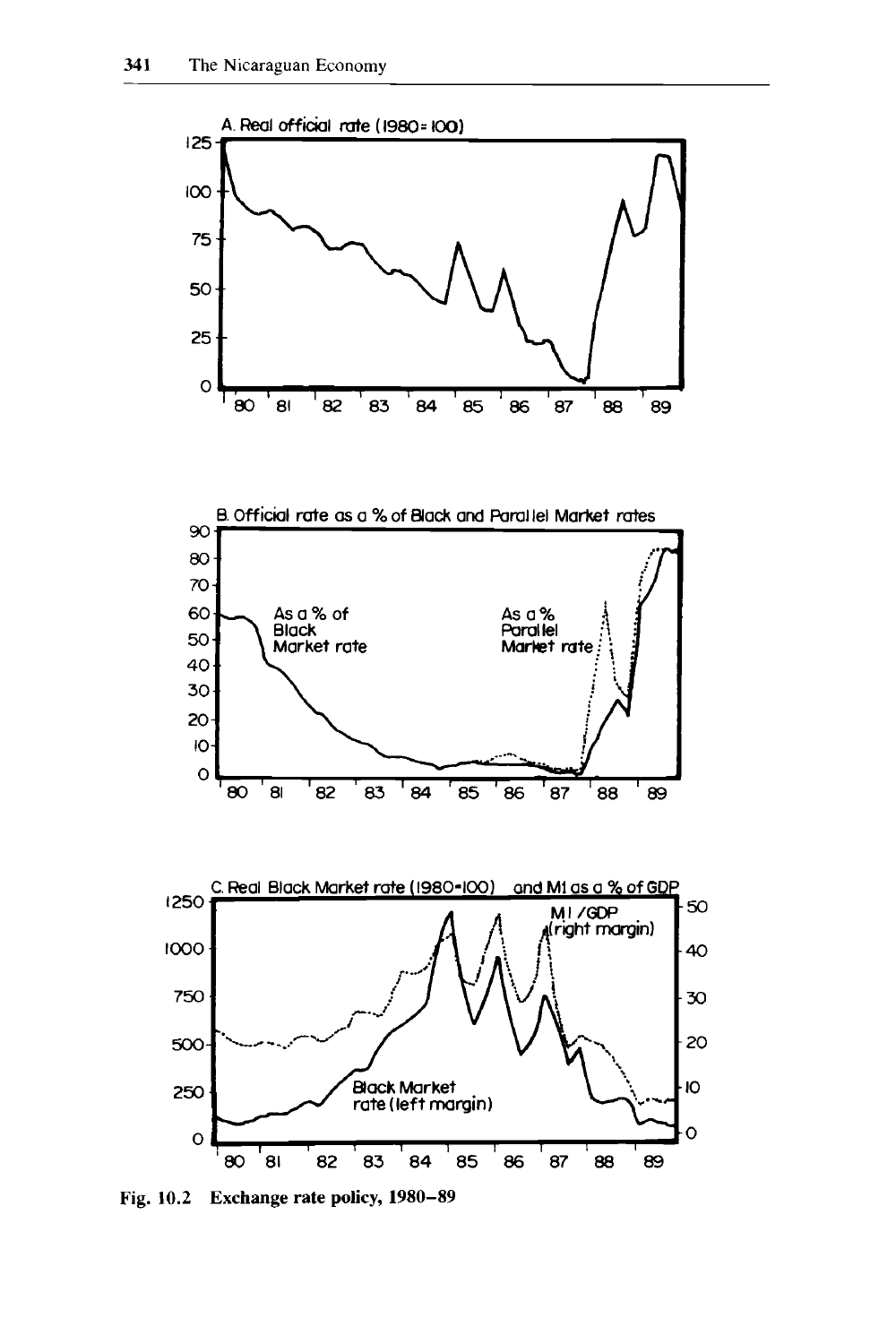A. Real official rate (1980 = 100)

B. Official rate as a % of Black and Parallel Market rates

C. Real Black Market rate (1980=100) and M1 as a % of GDP

**Fig. 10.2 Exchange rate policy, 1980–89**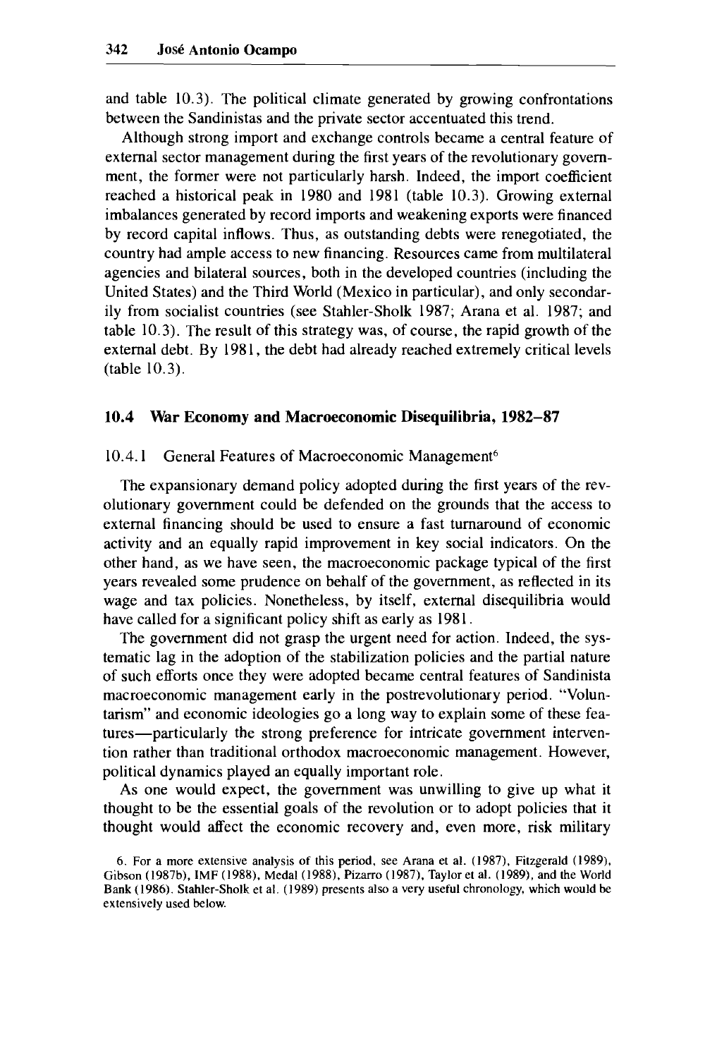and table 10.3). The political climate generated by growing confrontations between the Sandinistas and the private sector accentuated this trend.

Although strong import and exchange controls became a central feature of external sector management during the first years of the revolutionary government, the former were not particularly harsh. Indeed, the import coefficient reached a historical peak in 1980 and 1981 (table 10.3). Growing external imbalances generated by record imports and weakening exports were financed by record capital inflows. Thus, as outstanding debts were renegotiated, the country had ample access to new financing. Resources came from multilateral agencies and bilateral sources, both in the developed countries (including the United States) and the Third World (Mexico in particular), and only secondarily from socialist countries (see Stahler-Sholk 1987; Arana et al. 1987; and table 10.3). The result of this strategy was, of course, the rapid growth of the external debt. By 1981, the debt had already reached extremely critical levels (table 10.3).

## 10.4 War Economy and Macroeconomic Disequilibria, 1982–87

### 10.4.1 General Features of Macroeconomic Management[6]

The expansionary demand policy adopted during the first years of the revolutionary government could be defended on the grounds that the access to external financing should be used to ensure a fast turnaround of economic activity and an equally rapid improvement in key social indicators. On the other hand, as we have seen, the macroeconomic package typical of the first years revealed some prudence on behalf of the government, as reflected in its wage and tax policies. Nonetheless, by itself, external disequilibria would have called for a significant policy shift as early as 1981.

The government did not grasp the urgent need for action. Indeed, the systematic lag in the adoption of the stabilization policies and the partial nature of such efforts once they were adopted became central features of Sandinista macroeconomic management early in the postrevolutionary period. "Voluntarism" and economic ideologies go a long way to explain some of these features—particularly the strong preference for intricate government intervention rather than traditional orthodox macroeconomic management. However, political dynamics played an equally important role.

As one would expect, the government was unwilling to give up what it thought to be the essential goals of the revolution or to adopt policies that it thought would affect the economic recovery and, even more, risk military

6. For a more extensive analysis of this period, see Arana et al. (1987), Fitzgerald (1989), Gibson (1987b), IMF (1988), Medal (1988), Pizarro (1987), Taylor et al. (1989), and the World Bank (1986). Stahler-Sholk et al. (1989) presents also a very useful chronology, which would be extensively used below.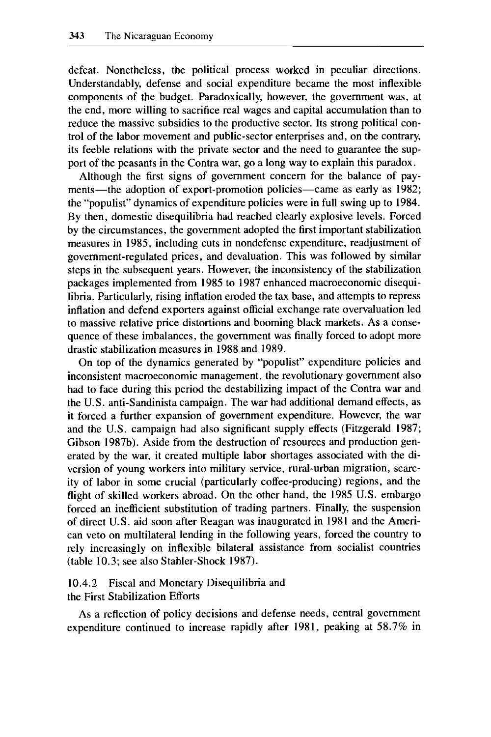defeat. Nonetheless, the political process worked in peculiar directions. Understandably, defense and social expenditure became the most inflexible components of the budget. Paradoxically, however, the government was, at the end, more willing to sacrifice real wages and capital accumulation than to reduce the massive subsidies to the productive sector. Its strong political control of the labor movement and public-sector enterprises and, on the contrary, its feeble relations with the private sector and the need to guarantee the support of the peasants in the Contra war, go a long way to explain this paradox.

Although the first signs of government concern for the balance of payments—the adoption of export-promotion policies—came as early as 1982; the "populist" dynamics of expenditure policies were in full swing up to 1984. By then, domestic disequilibria had reached clearly explosive levels. Forced by the circumstances, the government adopted the first important stabilization measures in 1985, including cuts in nondefense expenditure, readjustment of government-regulated prices, and devaluation. This was followed by similar steps in the subsequent years. However, the inconsistency of the stabilization packages implemented from 1985 to 1987 enhanced macroeconomic disequilibria. Particularly, rising inflation eroded the tax base, and attempts to repress inflation and defend exporters against official exchange rate overvaluation led to massive relative price distortions and booming black markets. As a consequence of these imbalances, the government was finally forced to adopt more drastic stabilization measures in 1988 and 1989.

On top of the dynamics generated by "populist" expenditure policies and inconsistent macroeconomic management, the revolutionary government also had to face during this period the destabilizing impact of the Contra war and the U.S. anti-Sandinista campaign. The war had additional demand effects, as it forced a further expansion of government expenditure. However, the war and the U.S. campaign had also significant supply effects (Fitzgerald 1987; Gibson 1987b). Aside from the destruction of resources and production generated by the war, it created multiple labor shortages associated with the diversion of young workers into military service, rural-urban migration, scarcity of labor in some crucial (particularly coffee-producing) regions, and the flight of skilled workers abroad. On the other hand, the 1985 U.S. embargo forced an inefficient substitution of trading partners. Finally, the suspension of direct U.S. aid soon after Reagan was inaugurated in 1981 and the American veto on multilateral lending in the following years, forced the country to rely increasingly on inflexible bilateral assistance from socialist countries (table 10.3; see also Stahler-Shock 1987).

### 10.4.2 Fiscal and Monetary Disequilibria and the First Stabilization Efforts

As a reflection of policy decisions and defense needs, central government expenditure continued to increase rapidly after 1981, peaking at 58.7% in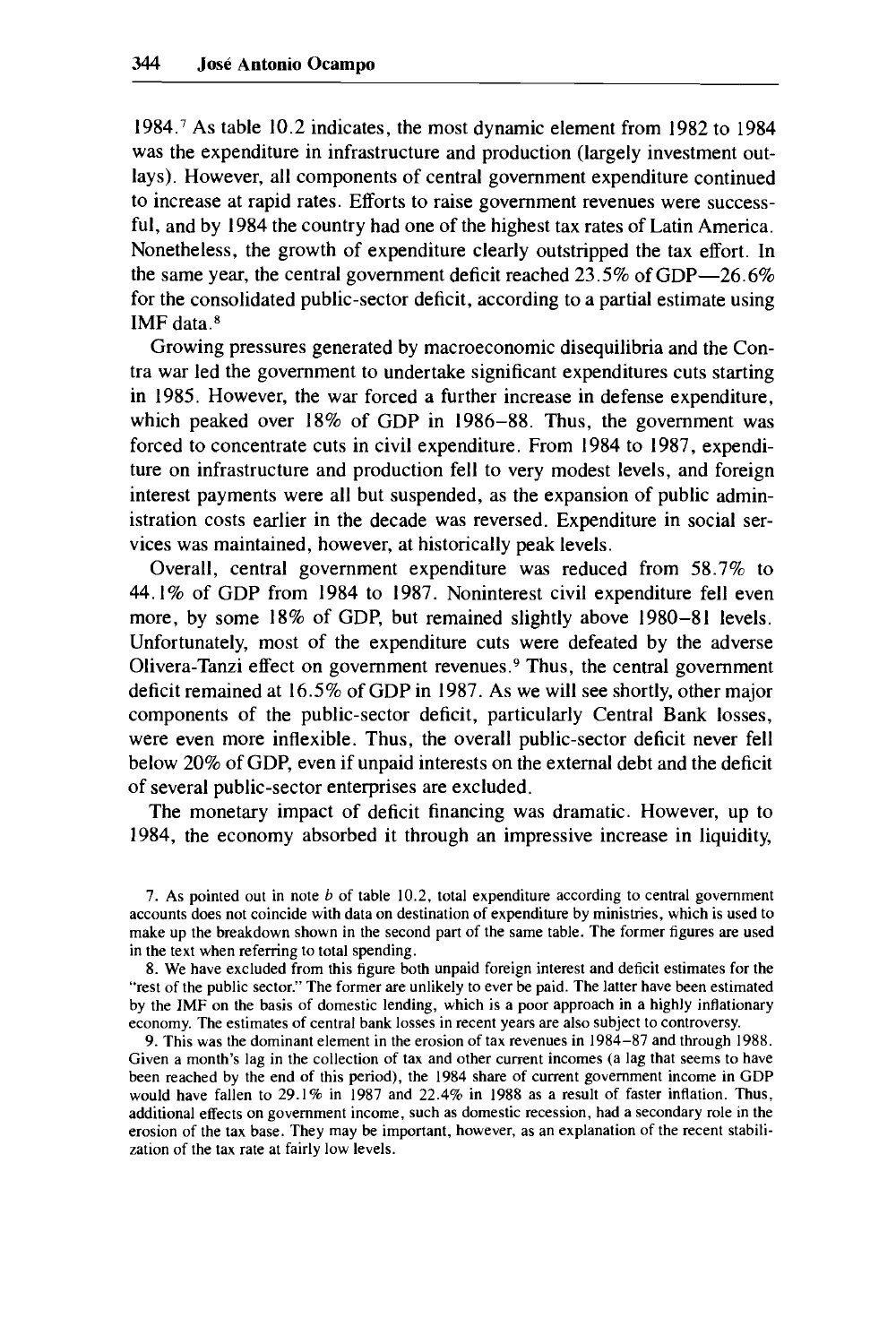1984.[7] As table 10.2 indicates, the most dynamic element from 1982 to 1984 was the expenditure in infrastructure and production (largely investment outlays). However, all components of central government expenditure continued to increase at rapid rates. Efforts to raise government revenues were successful, and by 1984 the country had one of the highest tax rates of Latin America. Nonetheless, the growth of expenditure clearly outstripped the tax effort. In the same year, the central government deficit reached 23.5% of GDP—26.6% for the consolidated public-sector deficit, according to a partial estimate using IMF data.[8]

Growing pressures generated by macroeconomic disequilibria and the Contra war led the government to undertake significant expenditures cuts starting in 1985. However, the war forced a further increase in defense expenditure, which peaked over 18% of GDP in 1986–88. Thus, the government was forced to concentrate cuts in civil expenditure. From 1984 to 1987, expenditure on infrastructure and production fell to very modest levels, and foreign interest payments were all but suspended, as the expansion of public administration costs earlier in the decade was reversed. Expenditure in social services was maintained, however, at historically peak levels.

Overall, central government expenditure was reduced from 58.7% to 44.1% of GDP from 1984 to 1987. Noninterest civil expenditure fell even more, by some 18% of GDP, but remained slightly above 1980–81 levels. Unfortunately, most of the expenditure cuts were defeated by the adverse Olivera-Tanzi effect on government revenues.[9] Thus, the central government deficit remained at 16.5% of GDP in 1987. As we will see shortly, other major components of the public-sector deficit, particularly Central Bank losses, were even more inflexible. Thus, the overall public-sector deficit never fell below 20% of GDP, even if unpaid interests on the external debt and the deficit of several public-sector enterprises are excluded.

The monetary impact of deficit financing was dramatic. However, up to 1984, the economy absorbed it through an impressive increase in liquidity,

7. As pointed out in note *b* of table 10.2, total expenditure according to central government accounts does not coincide with data on destination of expenditure by ministries, which is used to make up the breakdown shown in the second part of the same table. The former figures are used in the text when referring to total spending.

8. We have excluded from this figure both unpaid foreign interest and deficit estimates for the "rest of the public sector." The former are unlikely to ever be paid. The latter have been estimated by the IMF on the basis of domestic lending, which is a poor approach in a highly inflationary economy. The estimates of central bank losses in recent years are also subject to controversy.

9. This was the dominant element in the erosion of tax revenues in 1984–87 and through 1988. Given a month's lag in the collection of tax and other current incomes (a lag that seems to have been reached by the end of this period), the 1984 share of current government income in GDP would have fallen to 29.1% in 1987 and 22.4% in 1988 as a result of faster inflation. Thus, additional effects on government income, such as domestic recession, had a secondary role in the erosion of the tax base. They may be important, however, as an explanation of the recent stabilization of the tax rate at fairly low levels.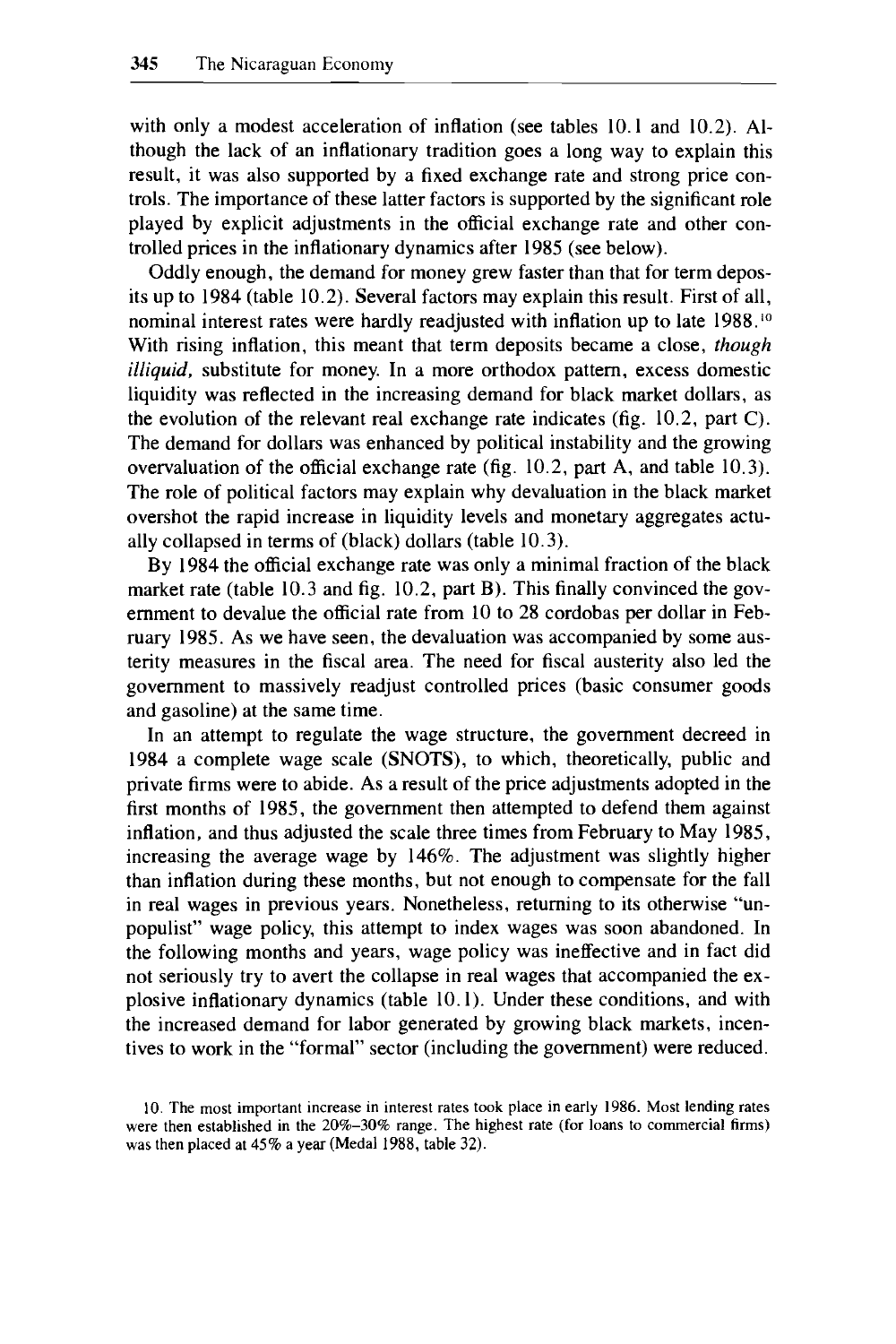with only a modest acceleration of inflation (see tables 10.1 and 10.2). Although the lack of an inflationary tradition goes a long way to explain this result, it was also supported by a fixed exchange rate and strong price controls. The importance of these latter factors is supported by the significant role played by explicit adjustments in the official exchange rate and other controlled prices in the inflationary dynamics after 1985 (see below).

Oddly enough, the demand for money grew faster than that for term deposits up to 1984 (table 10.2). Several factors may explain this result. First of all, nominal interest rates were hardly readjusted with inflation up to late 1988.[10] With rising inflation, this meant that term deposits became a close, *though illiquid,* substitute for money. In a more orthodox pattern, excess domestic liquidity was reflected in the increasing demand for black market dollars, as the evolution of the relevant real exchange rate indicates (fig. 10.2, part C). The demand for dollars was enhanced by political instability and the growing overvaluation of the official exchange rate (fig. 10.2, part A, and table 10.3). The role of political factors may explain why devaluation in the black market overshot the rapid increase in liquidity levels and monetary aggregates actually collapsed in terms of (black) dollars (table 10.3).

By 1984 the official exchange rate was only a minimal fraction of the black market rate (table 10.3 and fig. 10.2, part B). This finally convinced the government to devalue the official rate from 10 to 28 cordobas per dollar in February 1985. As we have seen, the devaluation was accompanied by some austerity measures in the fiscal area. The need for fiscal austerity also led the government to massively readjust controlled prices (basic consumer goods and gasoline) at the same time.

In an attempt to regulate the wage structure, the government decreed in 1984 a complete wage scale (SNOTS), to which, theoretically, public and private firms were to abide. As a result of the price adjustments adopted in the first months of 1985, the government then attempted to defend them against inflation, and thus adjusted the scale three times from February to May 1985, increasing the average wage by 146%. The adjustment was slightly higher than inflation during these months, but not enough to compensate for the fall in real wages in previous years. Nonetheless, returning to its otherwise "unpopulist" wage policy, this attempt to index wages was soon abandoned. In the following months and years, wage policy was ineffective and in fact did not seriously try to avert the collapse in real wages that accompanied the explosive inflationary dynamics (table 10.1). Under these conditions, and with the increased demand for labor generated by growing black markets, incentives to work in the "formal" sector (including the government) were reduced.

10. The most important increase in interest rates took place in early 1986. Most lending rates were then established in the 20%–30% range. The highest rate (for loans to commercial firms) was then placed at 45% a year (Medal 1988, table 32).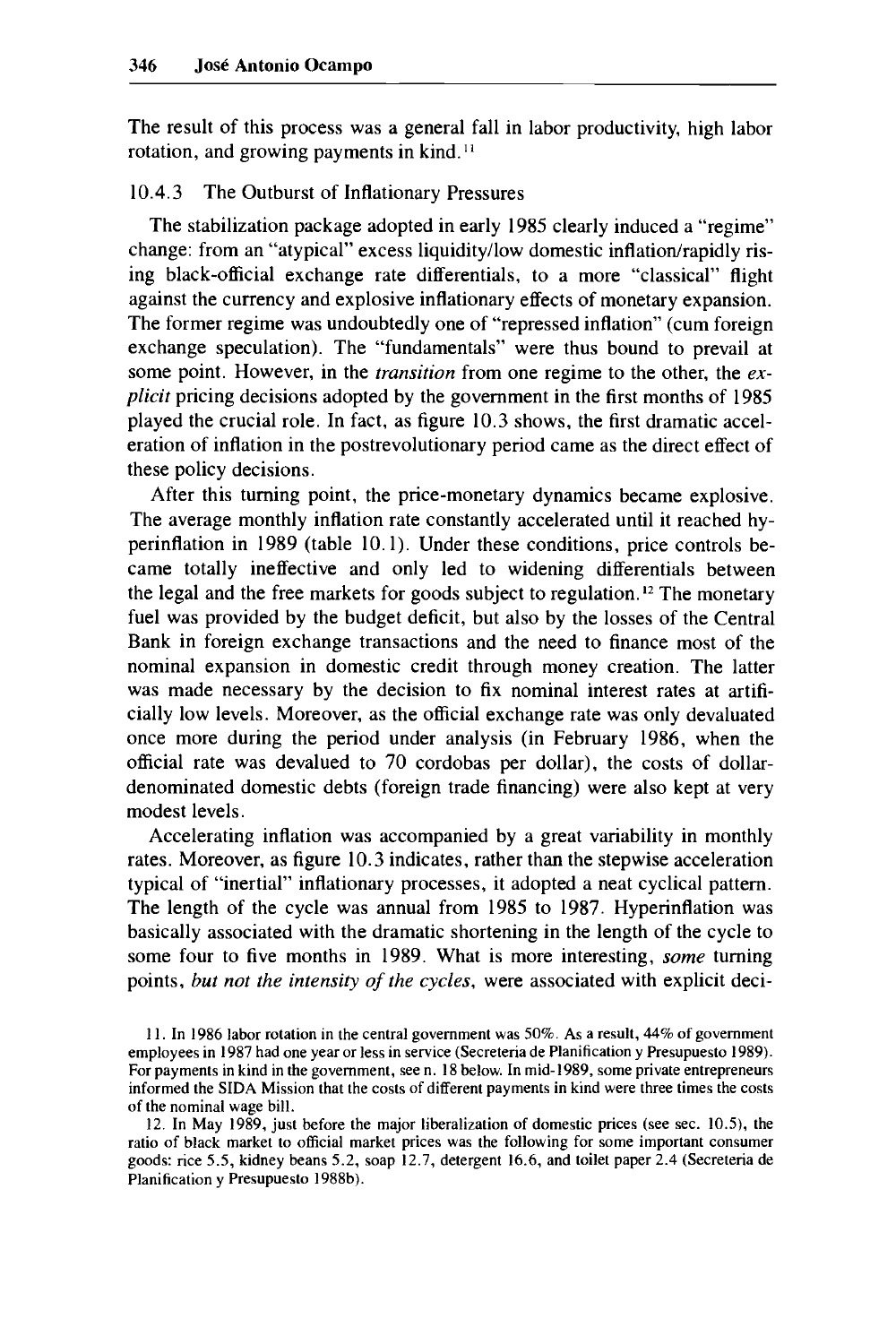The result of this process was a general fall in labor productivity, high labor rotation, and growing payments in kind.[11]

### 10.4.3 The Outburst of Inflationary Pressures

The stabilization package adopted in early 1985 clearly induced a "regime" change: from an "atypical" excess liquidity/low domestic inflation/rapidly rising black-official exchange rate differentials, to a more "classical" flight against the currency and explosive inflationary effects of monetary expansion. The former regime was undoubtedly one of "repressed inflation" (cum foreign exchange speculation). The "fundamentals" were thus bound to prevail at some point. However, in the *transition* from one regime to the other, the *explicit* pricing decisions adopted by the government in the first months of 1985 played the crucial role. In fact, as figure 10.3 shows, the first dramatic acceleration of inflation in the postrevolutionary period came as the direct effect of these policy decisions.

After this turning point, the price-monetary dynamics became explosive. The average monthly inflation rate constantly accelerated until it reached hyperinflation in 1989 (table 10.1). Under these conditions, price controls became totally ineffective and only led to widening differentials between the legal and the free markets for goods subject to regulation.[12] The monetary fuel was provided by the budget deficit, but also by the losses of the Central Bank in foreign exchange transactions and the need to finance most of the nominal expansion in domestic credit through money creation. The latter was made necessary by the decision to fix nominal interest rates at artificially low levels. Moreover, as the official exchange rate was only devaluated once more during the period under analysis (in February 1986, when the official rate was devalued to 70 cordobas per dollar), the costs of dollar-denominated domestic debts (foreign trade financing) were also kept at very modest levels.

Accelerating inflation was accompanied by a great variability in monthly rates. Moreover, as figure 10.3 indicates, rather than the stepwise acceleration typical of "inertial" inflationary processes, it adopted a neat cyclical pattern. The length of the cycle was annual from 1985 to 1987. Hyperinflation was basically associated with the dramatic shortening in the length of the cycle to some four to five months in 1989. What is more interesting, *some* turning points, *but not the intensity of the cycles*, were associated with explicit deci-

11. In 1986 labor rotation in the central government was 50%. As a result, 44% of government employees in 1987 had one year or less in service (Secreteria de Planification y Presupuesto 1989). For payments in kind in the government, see n. 18 below. In mid-1989, some private entrepreneurs informed the SIDA Mission that the costs of different payments in kind were three times the costs of the nominal wage bill.

12. In May 1989, just before the major liberalization of domestic prices (see sec. 10.5), the ratio of black market to official market prices was the following for some important consumer goods: rice 5.5, kidney beans 5.2, soap 12.7, detergent 16.6, and toilet paper 2.4 (Secreteria de Planification y Presupuesto 1988b).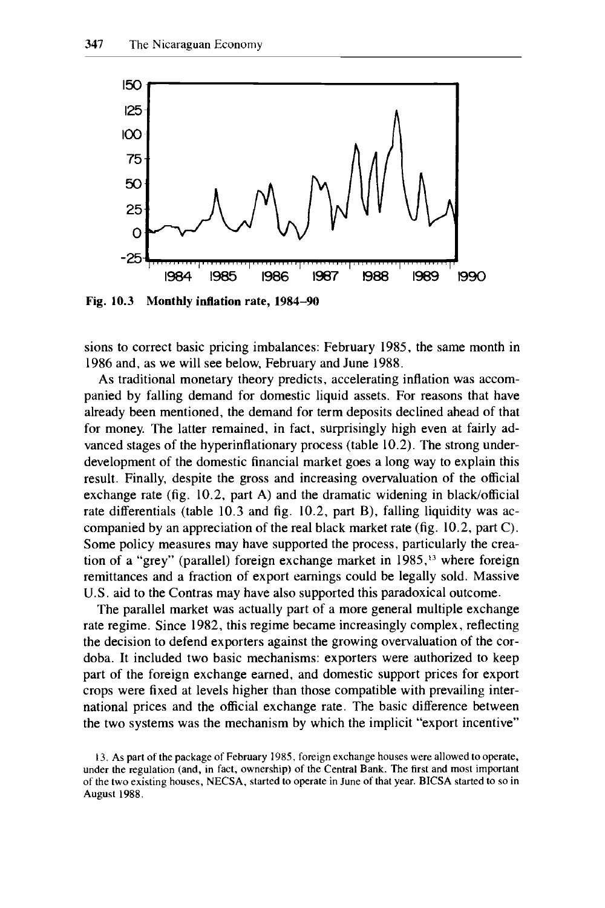Fig. 10.3 Monthly inflation rate, 1984–90

sions to correct basic pricing imbalances: February 1985, the same month in 1986 and, as we will see below, February and June 1988.

As traditional monetary theory predicts, accelerating inflation was accompanied by falling demand for domestic liquid assets. For reasons that have already been mentioned, the demand for term deposits declined ahead of that for money. The latter remained, in fact, surprisingly high even at fairly advanced stages of the hyperinflationary process (table 10.2). The strong underdevelopment of the domestic financial market goes a long way to explain this result. Finally, despite the gross and increasing overvaluation of the official exchange rate (fig. 10.2, part A) and the dramatic widening in black/official rate differentials (table 10.3 and fig. 10.2, part B), falling liquidity was accompanied by an appreciation of the real black market rate (fig. 10.2, part C). Some policy measures may have supported the process, particularly the creation of a "grey" (parallel) foreign exchange market in 1985,[13] where foreign remittances and a fraction of export earnings could be legally sold. Massive U.S. aid to the Contras may have also supported this paradoxical outcome.

The parallel market was actually part of a more general multiple exchange rate regime. Since 1982, this regime became increasingly complex, reflecting the decision to defend exporters against the growing overvaluation of the cordoba. It included two basic mechanisms: exporters were authorized to keep part of the foreign exchange earned, and domestic support prices for export crops were fixed at levels higher than those compatible with prevailing international prices and the official exchange rate. The basic difference between the two systems was the mechanism by which the implicit "export incentive"

13. As part of the package of February 1985, foreign exchange houses were allowed to operate, under the regulation (and, in fact, ownership) of the Central Bank. The first and most important of the two existing houses, NECSA, started to operate in June of that year. BICSA started to so in August 1988.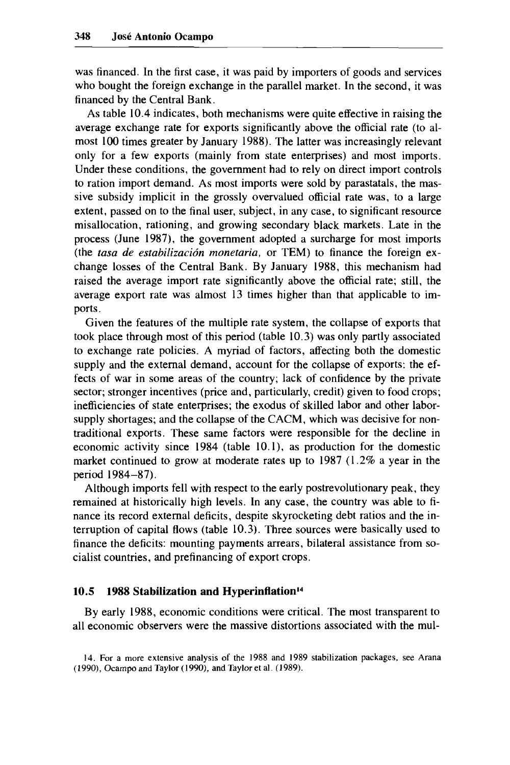was financed. In the first case, it was paid by importers of goods and services who bought the foreign exchange in the parallel market. In the second, it was financed by the Central Bank.

As table 10.4 indicates, both mechanisms were quite effective in raising the average exchange rate for exports significantly above the official rate (to almost 100 times greater by January 1988). The latter was increasingly relevant only for a few exports (mainly from state enterprises) and most imports. Under these conditions, the government had to rely on direct import controls to ration import demand. As most imports were sold by parastatals, the massive subsidy implicit in the grossly overvalued official rate was, to a large extent, passed on to the final user, subject, in any case, to significant resource misallocation, rationing, and growing secondary black markets. Late in the process (June 1987), the government adopted a surcharge for most imports (the *tasa de estabilización monetaria*, or TEM) to finance the foreign exchange losses of the Central Bank. By January 1988, this mechanism had raised the average import rate significantly above the official rate; still, the average export rate was almost 13 times higher than that applicable to imports.

Given the features of the multiple rate system, the collapse of exports that took place through most of this period (table 10.3) was only partly associated to exchange rate policies. A myriad of factors, affecting both the domestic supply and the external demand, account for the collapse of exports: the effects of war in some areas of the country; lack of confidence by the private sector; stronger incentives (price and, particularly, credit) given to food crops; inefficiencies of state enterprises; the exodus of skilled labor and other labor-supply shortages; and the collapse of the CACM, which was decisive for nontraditional exports. These same factors were responsible for the decline in economic activity since 1984 (table 10.1), as production for the domestic market continued to grow at moderate rates up to 1987 (1.2% a year in the period 1984–87).

Although imports fell with respect to the early postrevolutionary peak, they remained at historically high levels. In any case, the country was able to finance its record external deficits, despite skyrocketing debt ratios and the interruption of capital flows (table 10.3). Three sources were basically used to finance the deficits: mounting payments arrears, bilateral assistance from socialist countries, and prefinancing of export crops.

## 10.5 1988 Stabilization and Hyperinflation[14]

By early 1988, economic conditions were critical. The most transparent to all economic observers were the massive distortions associated with the mul-

14. For a more extensive analysis of the 1988 and 1989 stabilization packages, see Arana (1990), Ocampo and Taylor (1990), and Taylor et al. (1989).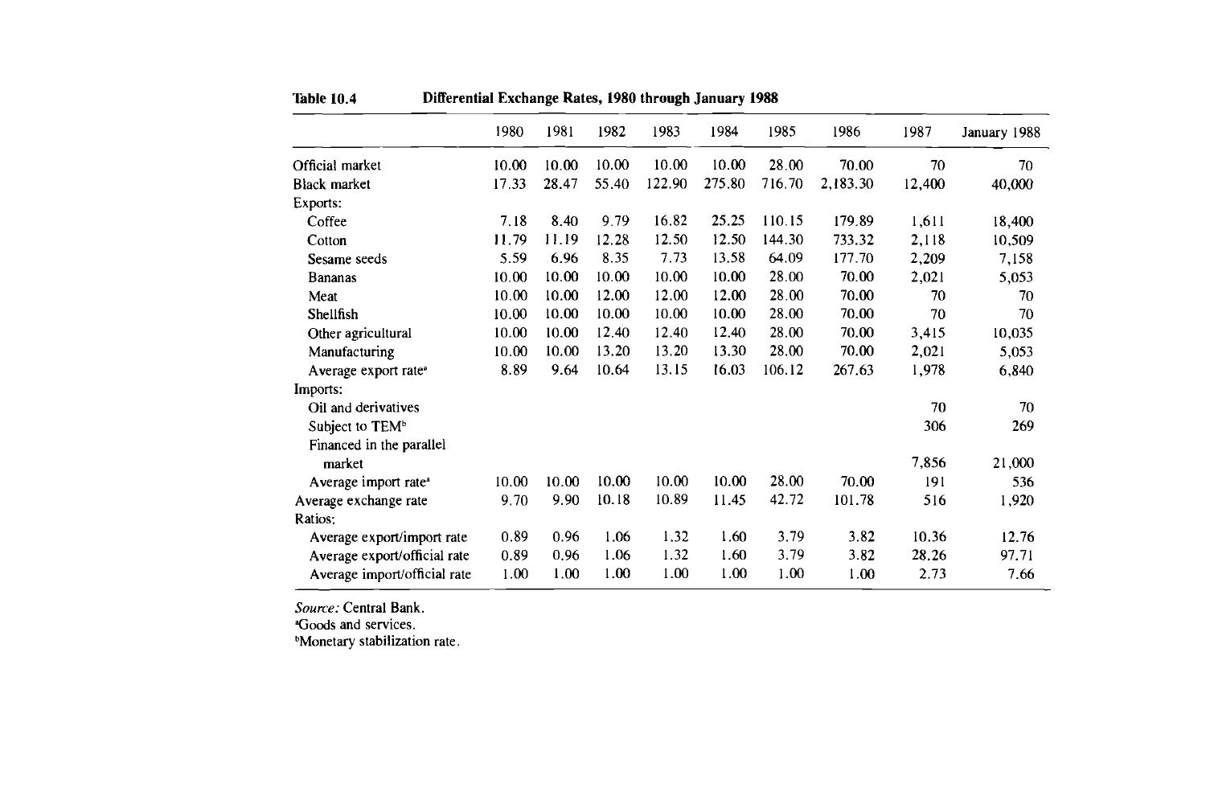**Table 10.4 Differential Exchange Rates, 1980 through January 1988**

| | 1980 | 1981 | 1982 | 1983 | 1984 | 1985 | 1986 | 1987 | January 1988 |
|---|---|---|---|---|---|---|---|---|---|
| Official market | 10.00 | 10.00 | 10.00 | 10.00 | 10.00 | 28.00 | 70.00 | 70 | 70 |
| Black market | 17.33 | 28.47 | 55.40 | 122.90 | 275.80 | 716.70 | 2,183.30 | 12,400 | 40,000 |
| Exports: | | | | | | | | | |
| Coffee | 7.18 | 8.40 | 9.79 | 16.82 | 25.25 | 110.15 | 179.89 | 1,611 | 18,400 |
| Cotton | 11.79 | 11.19 | 12.28 | 12.50 | 12.50 | 144.30 | 733.32 | 2,118 | 10,509 |
| Sesame seeds | 5.59 | 6.96 | 8.35 | 7.73 | 13.58 | 64.09 | 177.70 | 2,209 | 7,158 |
| Bananas | 10.00 | 10.00 | 10.00 | 10.00 | 10.00 | 28.00 | 70.00 | 2,021 | 5,053 |
| Meat | 10.00 | 10.00 | 12.00 | 12.00 | 12.00 | 28.00 | 70.00 | 70 | 70 |
| Shellfish | 10.00 | 10.00 | 10.00 | 10.00 | 10.00 | 28.00 | 70.00 | 70 | 70 |
| Other agricultural | 10.00 | 10.00 | 12.40 | 12.40 | 12.40 | 28.00 | 70.00 | 3,415 | 10,035 |
| Manufacturing | 10.00 | 10.00 | 13.20 | 13.20 | 13.30 | 28.00 | 70.00 | 2,021 | 5,053 |
| Average export rate[a] | 8.89 | 9.64 | 10.64 | 13.15 | 16.03 | 106.12 | 267.63 | 1,978 | 6,840 |
| Imports: | | | | | | | | | |
| Oil and derivatives | | | | | | | | 70 | 70 |
| Subject to TEM[b] | | | | | | | | 306 | 269 |
| Financed in the parallel market | | | | | | | | 7,856 | 21,000 |
| Average import rate[a] | 10.00 | 10.00 | 10.00 | 10.00 | 10.00 | 28.00 | 70.00 | 191 | 536 |
| Average exchange rate | 9.70 | 9.90 | 10.18 | 10.89 | 11.45 | 42.72 | 101.78 | 516 | 1,920 |
| Ratios: | | | | | | | | | |
| Average export/import rate | 0.89 | 0.96 | 1.06 | 1.32 | 1.60 | 3.79 | 3.82 | 10.36 | 12.76 |
| Average export/official rate | 0.89 | 0.96 | 1.06 | 1.32 | 1.60 | 3.79 | 3.82 | 28.26 | 97.71 |
| Average import/official rate | 1.00 | 1.00 | 1.00 | 1.00 | 1.00 | 1.00 | 1.00 | 2.73 | 7.66 |

*Source:* Central Bank.

[a]Goods and services.

[b]Monetary stabilization rate.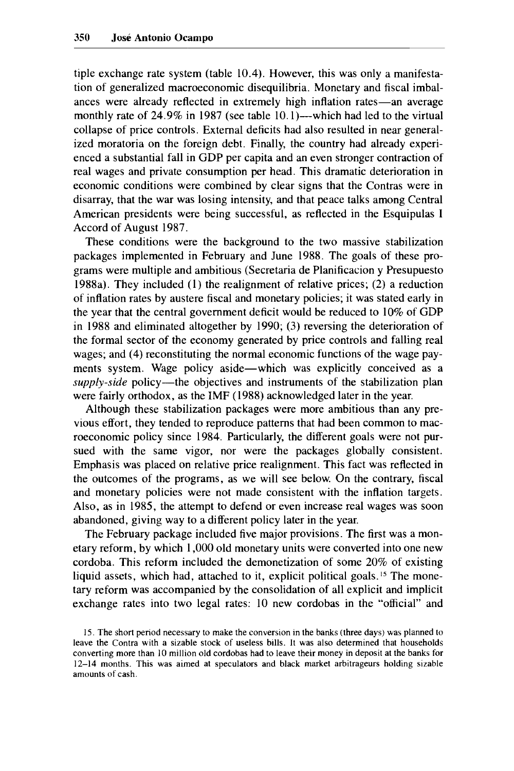tiple exchange rate system (table 10.4). However, this was only a manifestation of generalized macroeconomic disequilibria. Monetary and fiscal imbalances were already reflected in extremely high inflation rates—an average monthly rate of 24.9% in 1987 (see table 10.1)—which had led to the virtual collapse of price controls. External deficits had also resulted in near generalized moratoria on the foreign debt. Finally, the country had already experienced a substantial fall in GDP per capita and an even stronger contraction of real wages and private consumption per head. This dramatic deterioration in economic conditions were combined by clear signs that the Contras were in disarray, that the war was losing intensity, and that peace talks among Central American presidents were being successful, as reflected in the Esquipulas I Accord of August 1987.

These conditions were the background to the two massive stabilization packages implemented in February and June 1988. The goals of these programs were multiple and ambitious (Secretaria de Planificacion y Presupuesto 1988a). They included (1) the realignment of relative prices; (2) a reduction of inflation rates by austere fiscal and monetary policies; it was stated early in the year that the central government deficit would be reduced to 10% of GDP in 1988 and eliminated altogether by 1990; (3) reversing the deterioration of the formal sector of the economy generated by price controls and falling real wages; and (4) reconstituting the normal economic functions of the wage payments system. Wage policy aside—which was explicitly conceived as a *supply-side* policy—the objectives and instruments of the stabilization plan were fairly orthodox, as the IMF (1988) acknowledged later in the year.

Although these stabilization packages were more ambitious than any previous effort, they tended to reproduce patterns that had been common to macroeconomic policy since 1984. Particularly, the different goals were not pursued with the same vigor, nor were the packages globally consistent. Emphasis was placed on relative price realignment. This fact was reflected in the outcomes of the programs, as we will see below. On the contrary, fiscal and monetary policies were not made consistent with the inflation targets. Also, as in 1985, the attempt to defend or even increase real wages was soon abandoned, giving way to a different policy later in the year.

The February package included five major provisions. The first was a monetary reform, by which 1,000 old monetary units were converted into one new cordoba. This reform included the demonetization of some 20% of existing liquid assets, which had, attached to it, explicit political goals.[15] The monetary reform was accompanied by the consolidation of all explicit and implicit exchange rates into two legal rates: 10 new cordobas in the "official" and

15. The short period necessary to make the conversion in the banks (three days) was planned to leave the Contra with a sizable stock of useless bills. It was also determined that households converting more than 10 million old cordobas had to leave their money in deposit at the banks for 12–14 months. This was aimed at speculators and black market arbitrageurs holding sizable amounts of cash.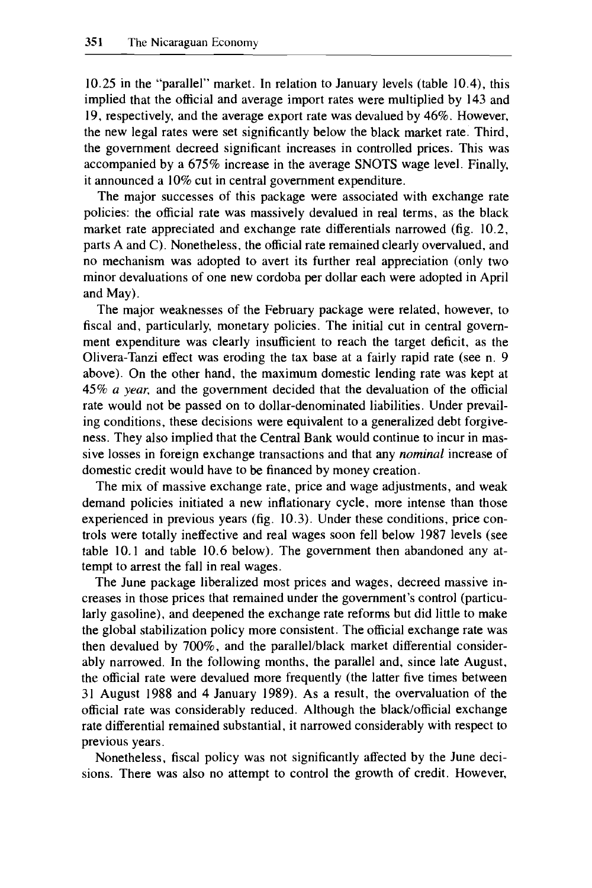10.25 in the "parallel" market. In relation to January levels (table 10.4), this implied that the official and average import rates were multiplied by 143 and 19, respectively, and the average export rate was devalued by 46%. However, the new legal rates were set significantly below the black market rate. Third, the government decreed significant increases in controlled prices. This was accompanied by a 675% increase in the average SNOTS wage level. Finally, it announced a 10% cut in central government expenditure.

The major successes of this package were associated with exchange rate policies: the official rate was massively devalued in real terms, as the black market rate appreciated and exchange rate differentials narrowed (fig. 10.2, parts A and C). Nonetheless, the official rate remained clearly overvalued, and no mechanism was adopted to avert its further real appreciation (only two minor devaluations of one new cordoba per dollar each were adopted in April and May).

The major weaknesses of the February package were related, however, to fiscal and, particularly, monetary policies. The initial cut in central government expenditure was clearly insufficient to reach the target deficit, as the Olivera-Tanzi effect was eroding the tax base at a fairly rapid rate (see n. 9 above). On the other hand, the maximum domestic lending rate was kept at 45% *a year*, and the government decided that the devaluation of the official rate would not be passed on to dollar-denominated liabilities. Under prevailing conditions, these decisions were equivalent to a generalized debt forgiveness. They also implied that the Central Bank would continue to incur in massive losses in foreign exchange transactions and that any *nominal* increase of domestic credit would have to be financed by money creation.

The mix of massive exchange rate, price and wage adjustments, and weak demand policies initiated a new inflationary cycle, more intense than those experienced in previous years (fig. 10.3). Under these conditions, price controls were totally ineffective and real wages soon fell below 1987 levels (see table 10.1 and table 10.6 below). The government then abandoned any attempt to arrest the fall in real wages.

The June package liberalized most prices and wages, decreed massive increases in those prices that remained under the government's control (particularly gasoline), and deepened the exchange rate reforms but did little to make the global stabilization policy more consistent. The official exchange rate was then devalued by 700%, and the parallel/black market differential considerably narrowed. In the following months, the parallel and, since late August, the official rate were devalued more frequently (the latter five times between 31 August 1988 and 4 January 1989). As a result, the overvaluation of the official rate was considerably reduced. Although the black/official exchange rate differential remained substantial, it narrowed considerably with respect to previous years.

Nonetheless, fiscal policy was not significantly affected by the June decisions. There was also no attempt to control the growth of credit. However,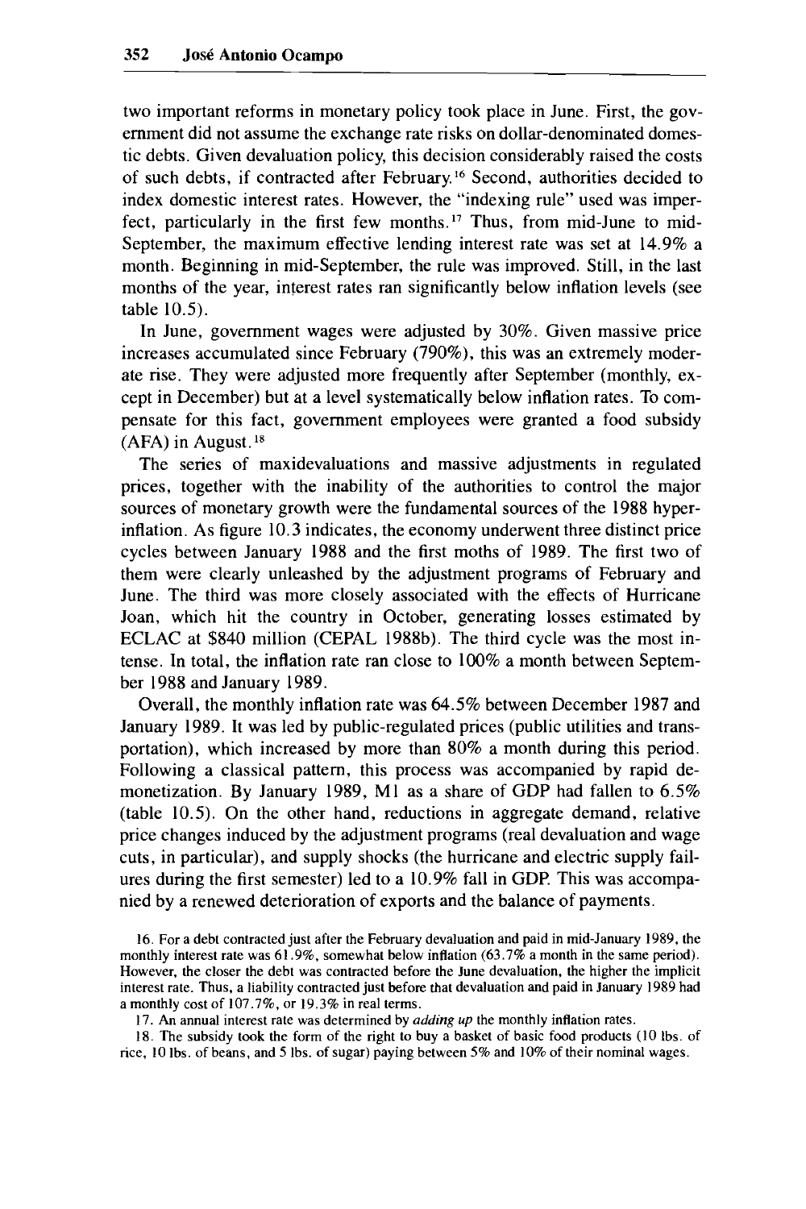two important reforms in monetary policy took place in June. First, the government did not assume the exchange rate risks on dollar-denominated domestic debts. Given devaluation policy, this decision considerably raised the costs of such debts, if contracted after February.[16] Second, authorities decided to index domestic interest rates. However, the "indexing rule" used was imperfect, particularly in the first few months.[17] Thus, from mid-June to mid-September, the maximum effective lending interest rate was set at 14.9% a month. Beginning in mid-September, the rule was improved. Still, in the last months of the year, interest rates ran significantly below inflation levels (see table 10.5).

In June, government wages were adjusted by 30%. Given massive price increases accumulated since February (790%), this was an extremely moderate rise. They were adjusted more frequently after September (monthly, except in December) but at a level systematically below inflation rates. To compensate for this fact, government employees were granted a food subsidy (AFA) in August.[18]

The series of maxidevaluations and massive adjustments in regulated prices, together with the inability of the authorities to control the major sources of monetary growth were the fundamental sources of the 1988 hyperinflation. As figure 10.3 indicates, the economy underwent three distinct price cycles between January 1988 and the first moths of 1989. The first two of them were clearly unleashed by the adjustment programs of February and June. The third was more closely associated with the effects of Hurricane Joan, which hit the country in October, generating losses estimated by ECLAC at $840 million (CEPAL 1988b). The third cycle was the most intense. In total, the inflation rate ran close to 100% a month between September 1988 and January 1989.

Overall, the monthly inflation rate was 64.5% between December 1987 and January 1989. It was led by public-regulated prices (public utilities and transportation), which increased by more than 80% a month during this period. Following a classical pattern, this process was accompanied by rapid demonetization. By January 1989, M1 as a share of GDP had fallen to 6.5% (table 10.5). On the other hand, reductions in aggregate demand, relative price changes induced by the adjustment programs (real devaluation and wage cuts, in particular), and supply shocks (the hurricane and electric supply failures during the first semester) led to a 10.9% fall in GDP. This was accompanied by a renewed deterioration of exports and the balance of payments.

16. For a debt contracted just after the February devaluation and paid in mid-January 1989, the monthly interest rate was 61.9%, somewhat below inflation (63.7% a month in the same period). However, the closer the debt was contracted before the June devaluation, the higher the implicit interest rate. Thus, a liability contracted just before that devaluation and paid in January 1989 had a monthly cost of 107.7%, or 19.3% in real terms.

17. An annual interest rate was determined by *adding up* the monthly inflation rates.

18. The subsidy took the form of the right to buy a basket of basic food products (10 lbs. of rice, 10 lbs. of beans, and 5 lbs. of sugar) paying between 5% and 10% of their nominal wages.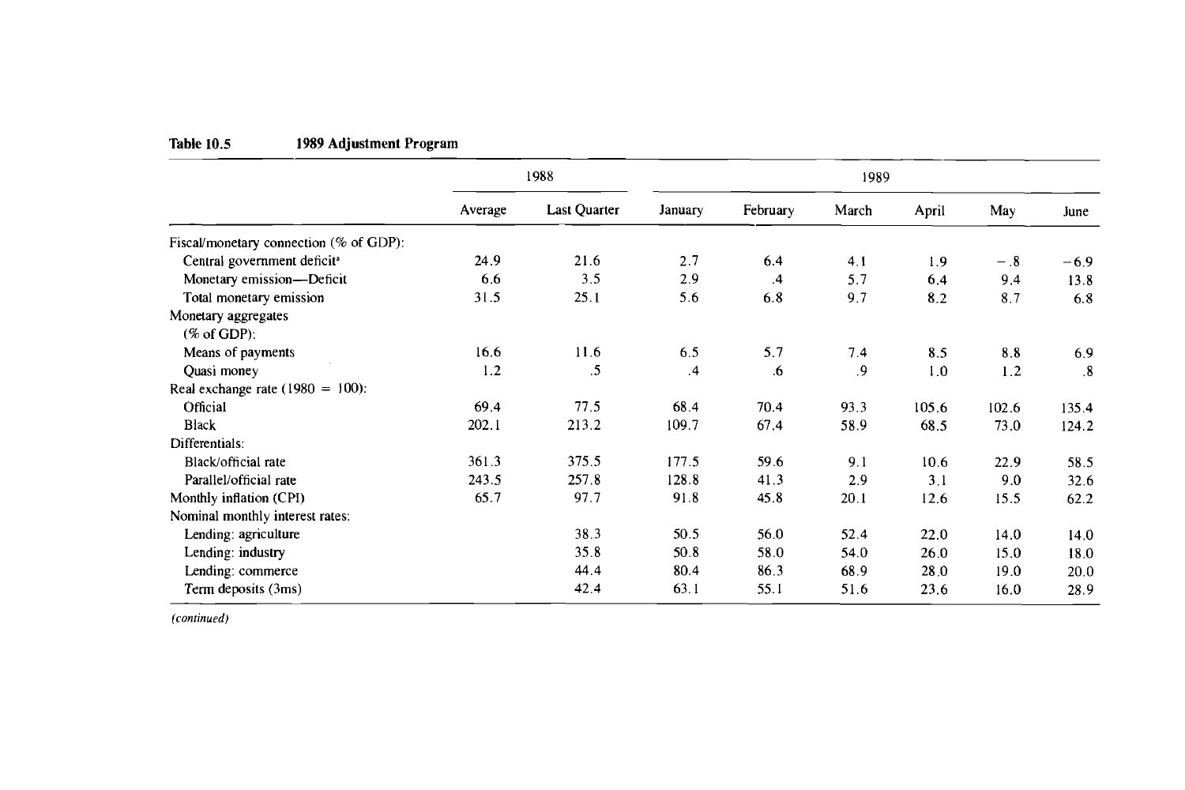**Table 10.5 1989 Adjustment Program**

| | 1988 | | 1989 | | | | | |
|---|---|---|---|---|---|---|---|---|
| | Average | Last Quarter | January | February | March | April | May | June |
| Fiscal/monetary connection (% of GDP): | | | | | | | | |
| Central government deficit[a] | 24.9 | 21.6 | 2.7 | 6.4 | 4.1 | 1.9 | −.8 | −6.9 |
| Monetary emission—Deficit | 6.6 | 3.5 | 2.9 | .4 | 5.7 | 6.4 | 9.4 | 13.8 |
| Total monetary emission | 31.5 | 25.1 | 5.6 | 6.8 | 9.7 | 8.2 | 8.7 | 6.8 |
| Monetary aggregates (% of GDP): | | | | | | | | |
| Means of payments | 16.6 | 11.6 | 6.5 | 5.7 | 7.4 | 8.5 | 8.8 | 6.9 |
| Quasi money | 1.2 | .5 | .4 | .6 | .9 | 1.0 | 1.2 | .8 |
| Real exchange rate (1980 = 100): | | | | | | | | |
| Official | 69.4 | 77.5 | 68.4 | 70.4 | 93.3 | 105.6 | 102.6 | 135.4 |
| Black | 202.1 | 213.2 | 109.7 | 67.4 | 58.9 | 68.5 | 73.0 | 124.2 |
| Differentials: | | | | | | | | |
| Black/official rate | 361.3 | 375.5 | 177.5 | 59.6 | 9.1 | 10.6 | 22.9 | 58.5 |
| Parallel/official rate | 243.5 | 257.8 | 128.8 | 41.3 | 2.9 | 3.1 | 9.0 | 32.6 |
| Monthly inflation (CPI) | 65.7 | 97.7 | 91.8 | 45.8 | 20.1 | 12.6 | 15.5 | 62.2 |
| Nominal monthly interest rates: | | | | | | | | |
| Lending: agriculture | | 38.3 | 50.5 | 56.0 | 52.4 | 22.0 | 14.0 | 14.0 |
| Lending: industry | | 35.8 | 50.8 | 58.0 | 54.0 | 26.0 | 15.0 | 18.0 |
| Lending: commerce | | 44.4 | 80.4 | 86.3 | 68.9 | 28.0 | 19.0 | 20.0 |
| Term deposits (3ms) | | 42.4 | 63.1 | 55.1 | 51.6 | 23.6 | 16.0 | 28.9 |

*(continued)*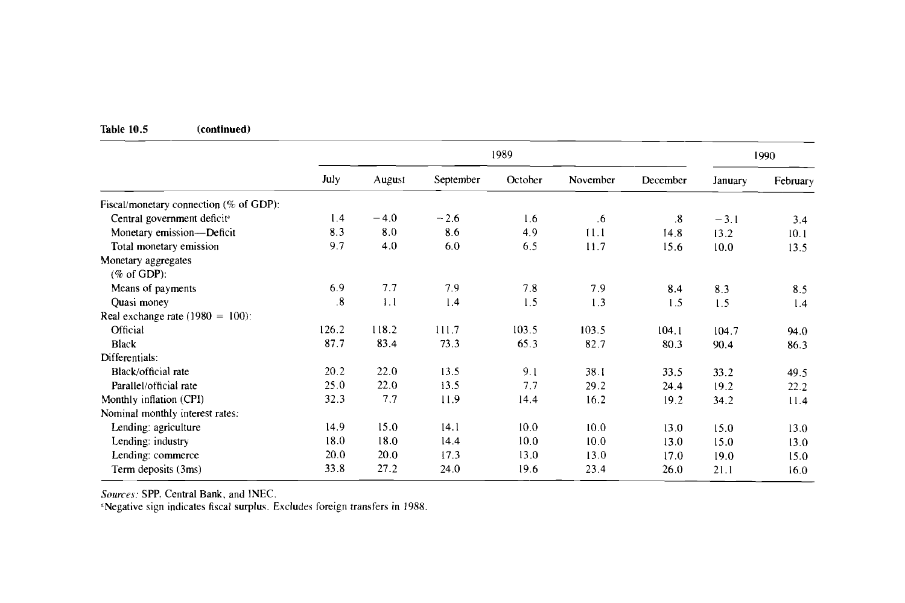**Table 10.5 (continued)**

| | 1989 | | | | | | 1990 | |
|---|---|---|---|---|---|---|---|---|
| | July | August | September | October | November | December | January | February |
| Fiscal/monetary connection (% of GDP): | | | | | | | | |
| Central government deficit[a] | 1.4 | −4.0 | −2.6 | 1.6 | .6 | .8 | −3.1 | 3.4 |
| Monetary emission—Deficit | 8.3 | 8.0 | 8.6 | 4.9 | 11.1 | 14.8 | 13.2 | 10.1 |
| Total monetary emission | 9.7 | 4.0 | 6.0 | 6.5 | 11.7 | 15.6 | 10.0 | 13.5 |
| Monetary aggregates (% of GDP): | | | | | | | | |
| Means of payments | 6.9 | 7.7 | 7.9 | 7.8 | 7.9 | 8.4 | 8.3 | 8.5 |
| Quasi money | .8 | 1.1 | 1.4 | 1.5 | 1.3 | 1.5 | 1.5 | 1.4 |
| Real exchange rate (1980 = 100): | | | | | | | | |
| Official | 126.2 | 118.2 | 111.7 | 103.5 | 103.5 | 104.1 | 104.7 | 94.0 |
| Black | 87.7 | 83.4 | 73.3 | 65.3 | 82.7 | 80.3 | 90.4 | 86.3 |
| Differentials: | | | | | | | | |
| Black/official rate | 20.2 | 22.0 | 13.5 | 9.1 | 38.1 | 33.5 | 33.2 | 49.5 |
| Parallel/official rate | 25.0 | 22.0 | 13.5 | 7.7 | 29.2 | 24.4 | 19.2 | 22.2 |
| Monthly inflation (CPI) | 32.3 | 7.7 | 11.9 | 14.4 | 16.2 | 19.2 | 34.2 | 11.4 |
| Nominal monthly interest rates: | | | | | | | | |
| Lending: agriculture | 14.9 | 15.0 | 14.1 | 10.0 | 10.0 | 13.0 | 15.0 | 13.0 |
| Lending: industry | 18.0 | 18.0 | 14.4 | 10.0 | 10.0 | 13.0 | 15.0 | 13.0 |
| Lending: commerce | 20.0 | 20.0 | 17.3 | 13.0 | 13.0 | 17.0 | 19.0 | 15.0 |
| Term deposits (3ms) | 33.8 | 27.2 | 24.0 | 19.6 | 23.4 | 26.0 | 21.1 | 16.0 |

*Sources:* SPP, Central Bank, and INEC.

[a]Negative sign indicates fiscal surplus. Excludes foreign transfers in 1988.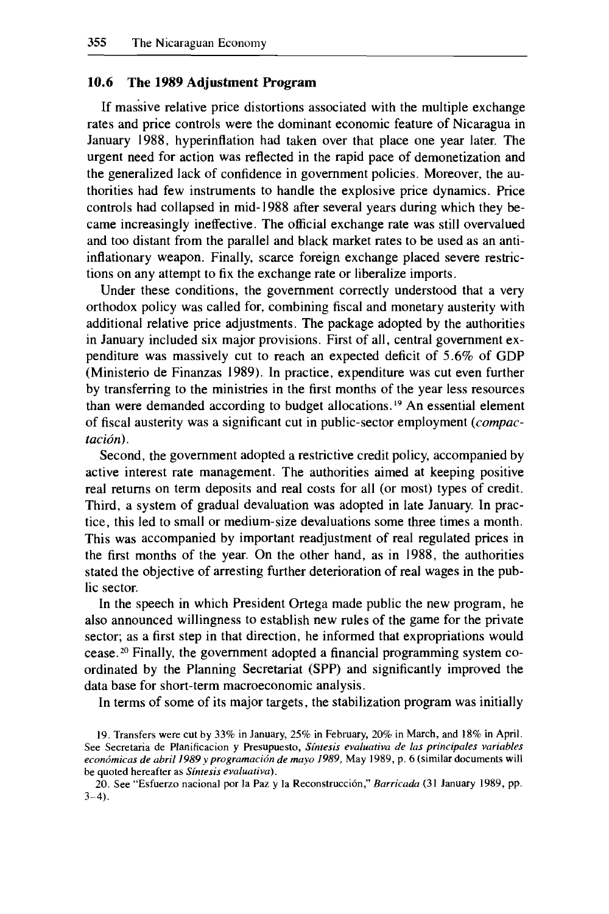## 10.6 The 1989 Adjustment Program

If massive relative price distortions associated with the multiple exchange rates and price controls were the dominant economic feature of Nicaragua in January 1988, hyperinflation had taken over that place one year later. The urgent need for action was reflected in the rapid pace of demonetization and the generalized lack of confidence in government policies. Moreover, the authorities had few instruments to handle the explosive price dynamics. Price controls had collapsed in mid-1988 after several years during which they became increasingly ineffective. The official exchange rate was still overvalued and too distant from the parallel and black market rates to be used as an anti-inflationary weapon. Finally, scarce foreign exchange placed severe restrictions on any attempt to fix the exchange rate or liberalize imports.

Under these conditions, the government correctly understood that a very orthodox policy was called for, combining fiscal and monetary austerity with additional relative price adjustments. The package adopted by the authorities in January included six major provisions. First of all, central government expenditure was massively cut to reach an expected deficit of 5.6% of GDP (Ministerio de Finanzas 1989). In practice, expenditure was cut even further by transferring to the ministries in the first months of the year less resources than were demanded according to budget allocations.[19] An essential element of fiscal austerity was a significant cut in public-sector employment (*compactación*).

Second, the government adopted a restrictive credit policy, accompanied by active interest rate management. The authorities aimed at keeping positive real returns on term deposits and real costs for all (or most) types of credit. Third, a system of gradual devaluation was adopted in late January. In practice, this led to small or medium-size devaluations some three times a month. This was accompanied by important readjustment of real regulated prices in the first months of the year. On the other hand, as in 1988, the authorities stated the objective of arresting further deterioration of real wages in the public sector.

In the speech in which President Ortega made public the new program, he also announced willingness to establish new rules of the game for the private sector; as a first step in that direction, he informed that expropriations would cease.[20] Finally, the government adopted a financial programming system coordinated by the Planning Secretariat (SPP) and significantly improved the data base for short-term macroeconomic analysis.

In terms of some of its major targets, the stabilization program was initially

19. Transfers were cut by 33% in January, 25% in February, 20% in March, and 18% in April. See Secretaria de Planificacion y Presupuesto, *Síntesis evaluativa de las principales variables económicas de abril 1989 y programación de mayo 1989*, May 1989, p. 6 (similar documents will be quoted hereafter as *Síntesis evaluativa*).

20. See "Esfuerzo nacional por la Paz y la Reconstrucción," *Barricada* (31 January 1989, pp. 3–4).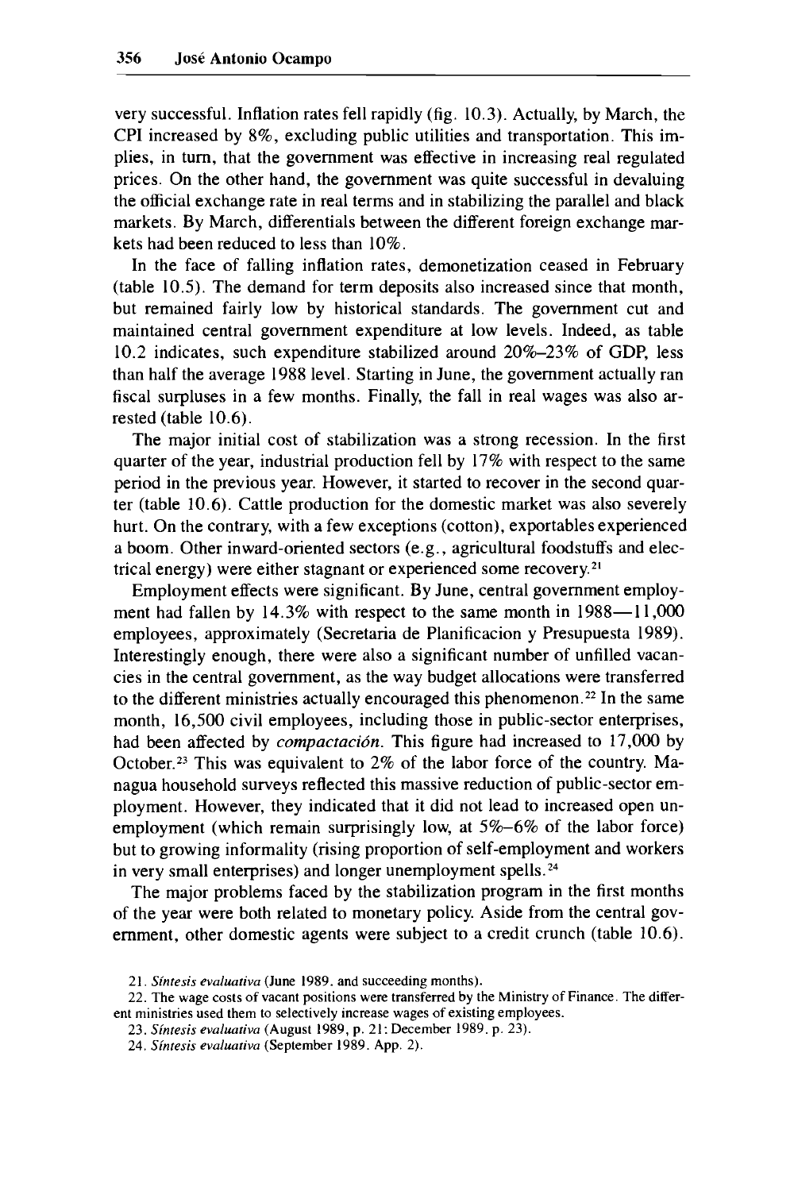very successful. Inflation rates fell rapidly (fig. 10.3). Actually, by March, the CPI increased by 8%, excluding public utilities and transportation. This implies, in turn, that the government was effective in increasing real regulated prices. On the other hand, the government was quite successful in devaluing the official exchange rate in real terms and in stabilizing the parallel and black markets. By March, differentials between the different foreign exchange markets had been reduced to less than 10%.

In the face of falling inflation rates, demonetization ceased in February (table 10.5). The demand for term deposits also increased since that month, but remained fairly low by historical standards. The government cut and maintained central government expenditure at low levels. Indeed, as table 10.2 indicates, such expenditure stabilized around 20%–23% of GDP, less than half the average 1988 level. Starting in June, the government actually ran fiscal surpluses in a few months. Finally, the fall in real wages was also arrested (table 10.6).

The major initial cost of stabilization was a strong recession. In the first quarter of the year, industrial production fell by 17% with respect to the same period in the previous year. However, it started to recover in the second quarter (table 10.6). Cattle production for the domestic market was also severely hurt. On the contrary, with a few exceptions (cotton), exportables experienced a boom. Other inward-oriented sectors (e.g., agricultural foodstuffs and electrical energy) were either stagnant or experienced some recovery.[21]

Employment effects were significant. By June, central government employment had fallen by 14.3% with respect to the same month in 1988—11,000 employees, approximately (Secretaria de Planificacion y Presupuesta 1989). Interestingly enough, there were also a significant number of unfilled vacancies in the central government, as the way budget allocations were transferred to the different ministries actually encouraged this phenomenon.[22] In the same month, 16,500 civil employees, including those in public-sector enterprises, had been affected by *compactación*. This figure had increased to 17,000 by October.[23] This was equivalent to 2% of the labor force of the country. Managua household surveys reflected this massive reduction of public-sector employment. However, they indicated that it did not lead to increased open unemployment (which remain surprisingly low, at 5%–6% of the labor force) but to growing informality (rising proportion of self-employment and workers in very small enterprises) and longer unemployment spells.[24]

The major problems faced by the stabilization program in the first months of the year were both related to monetary policy. Aside from the central government, other domestic agents were subject to a credit crunch (table 10.6).

21. *Síntesis evaluativa* (June 1989, and succeeding months).

22. The wage costs of vacant positions were transferred by the Ministry of Finance. The different ministries used them to selectively increase wages of existing employees.

23. *Síntesis evaluativa* (August 1989, p. 21; December 1989, p. 23).

24. *Síntesis evaluativa* (September 1989, App. 2).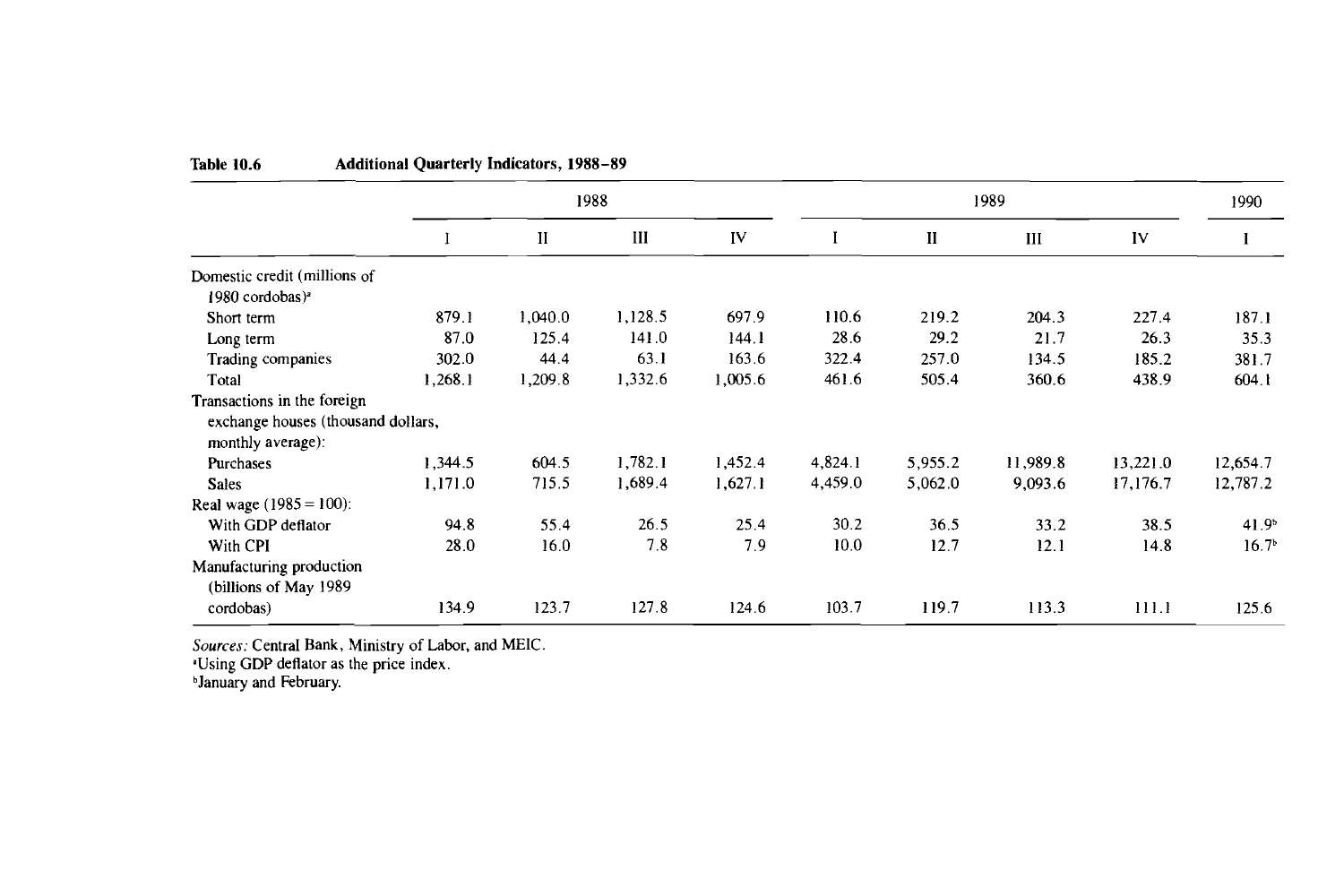**Table 10.6 Additional Quarterly Indicators, 1988–89**

| | 1988 | | | | 1989 | | | | 1990 |
|---|---|---|---|---|---|---|---|---|---|
| | I | II | III | IV | I | II | III | IV | I |
| Domestic credit (millions of 1980 cordobas)[a] | | | | | | | | | |
| Short term | 879.1 | 1,040.0 | 1,128.5 | 697.9 | 110.6 | 219.2 | 204.3 | 227.4 | 187.1 |
| Long term | 87.0 | 125.4 | 141.0 | 144.1 | 28.6 | 29.2 | 21.7 | 26.3 | 35.3 |
| Trading companies | 302.0 | 44.4 | 63.1 | 163.6 | 322.4 | 257.0 | 134.5 | 185.2 | 381.7 |
| Total | 1,268.1 | 1,209.8 | 1,332.6 | 1,005.6 | 461.6 | 505.4 | 360.6 | 438.9 | 604.1 |
| Transactions in the foreign exchange houses (thousand dollars, monthly average): | | | | | | | | | |
| Purchases | 1,344.5 | 604.5 | 1,782.1 | 1,452.4 | 4,824.1 | 5,955.2 | 11,989.8 | 13,221.0 | 12,654.7 |
| Sales | 1,171.0 | 715.5 | 1,689.4 | 1,627.1 | 4,459.0 | 5,062.0 | 9,093.6 | 17,176.7 | 12,787.2 |
| Real wage (1985 = 100): | | | | | | | | | |
| With GDP deflator | 94.8 | 55.4 | 26.5 | 25.4 | 30.2 | 36.5 | 33.2 | 38.5 | 41.9[b] |
| With CPI | 28.0 | 16.0 | 7.8 | 7.9 | 10.0 | 12.7 | 12.1 | 14.8 | 16.7[b] |
| Manufacturing production (billions of May 1989 cordobas) | 134.9 | 123.7 | 127.8 | 124.6 | 103.7 | 119.7 | 113.3 | 111.1 | 125.6 |

*Sources:* Central Bank, Ministry of Labor, and MEIC.
[a]Using GDP deflator as the price index.
[b]January and February.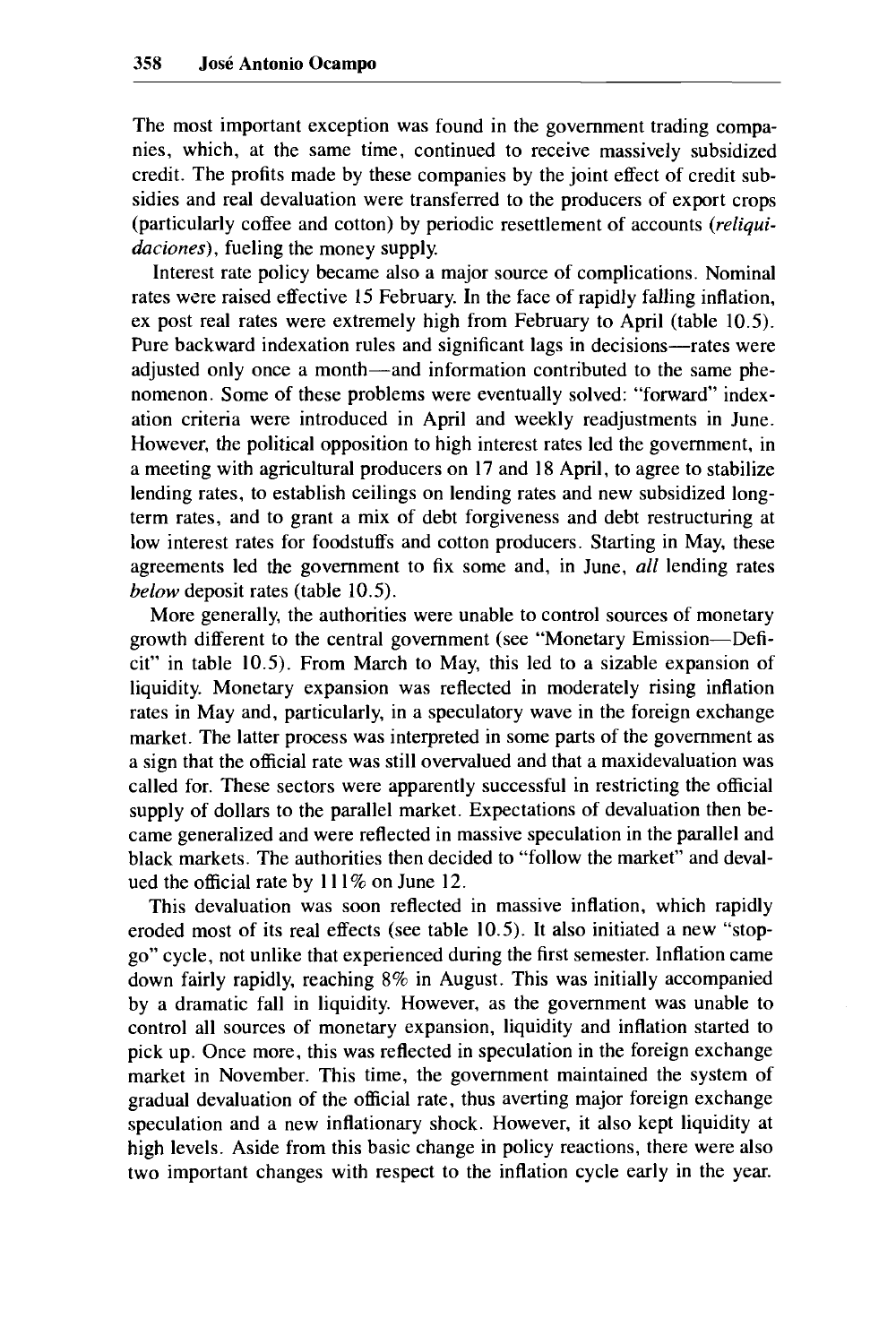The most important exception was found in the government trading companies, which, at the same time, continued to receive massively subsidized credit. The profits made by these companies by the joint effect of credit subsidies and real devaluation were transferred to the producers of export crops (particularly coffee and cotton) by periodic resettlement of accounts (*reliquidaciones*), fueling the money supply.

Interest rate policy became also a major source of complications. Nominal rates were raised effective 15 February. In the face of rapidly falling inflation, ex post real rates were extremely high from February to April (table 10.5). Pure backward indexation rules and significant lags in decisions—rates were adjusted only once a month—and information contributed to the same phenomenon. Some of these problems were eventually solved: "forward" indexation criteria were introduced in April and weekly readjustments in June. However, the political opposition to high interest rates led the government, in a meeting with agricultural producers on 17 and 18 April, to agree to stabilize lending rates, to establish ceilings on lending rates and new subsidized long-term rates, and to grant a mix of debt forgiveness and debt restructuring at low interest rates for foodstuffs and cotton producers. Starting in May, these agreements led the government to fix some and, in June, *all* lending rates *below* deposit rates (table 10.5).

More generally, the authorities were unable to control sources of monetary growth different to the central government (see "Monetary Emission—Deficit" in table 10.5). From March to May, this led to a sizable expansion of liquidity. Monetary expansion was reflected in moderately rising inflation rates in May and, particularly, in a speculatory wave in the foreign exchange market. The latter process was interpreted in some parts of the government as a sign that the official rate was still overvalued and that a maxidevaluation was called for. These sectors were apparently successful in restricting the official supply of dollars to the parallel market. Expectations of devaluation then became generalized and were reflected in massive speculation in the parallel and black markets. The authorities then decided to "follow the market" and devalued the official rate by 111% on June 12.

This devaluation was soon reflected in massive inflation, which rapidly eroded most of its real effects (see table 10.5). It also initiated a new "stop-go" cycle, not unlike that experienced during the first semester. Inflation came down fairly rapidly, reaching 8% in August. This was initially accompanied by a dramatic fall in liquidity. However, as the government was unable to control all sources of monetary expansion, liquidity and inflation started to pick up. Once more, this was reflected in speculation in the foreign exchange market in November. This time, the government maintained the system of gradual devaluation of the official rate, thus averting major foreign exchange speculation and a new inflationary shock. However, it also kept liquidity at high levels. Aside from this basic change in policy reactions, there were also two important changes with respect to the inflation cycle early in the year.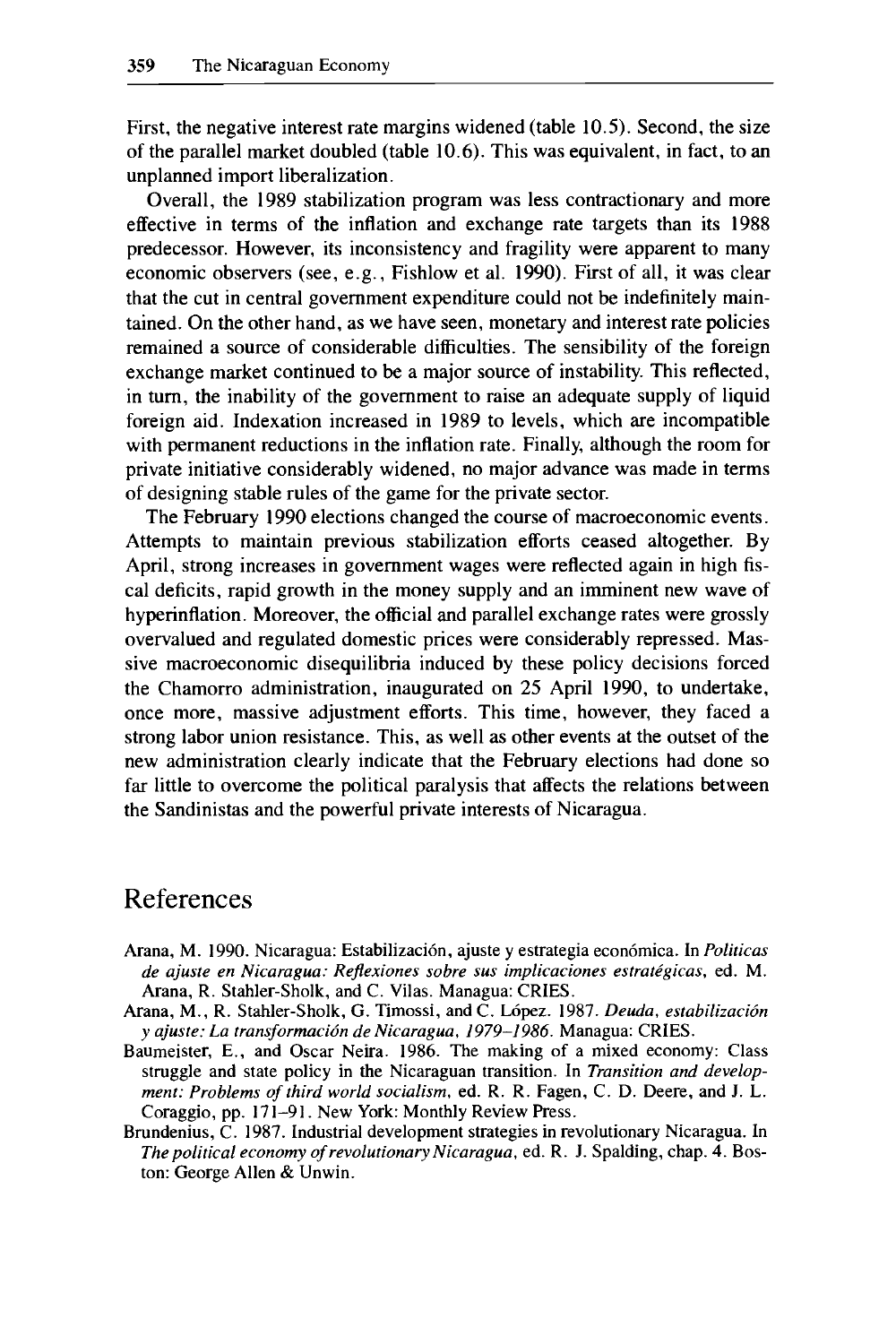First, the negative interest rate margins widened (table 10.5). Second, the size of the parallel market doubled (table 10.6). This was equivalent, in fact, to an unplanned import liberalization.

Overall, the 1989 stabilization program was less contractionary and more effective in terms of the inflation and exchange rate targets than its 1988 predecessor. However, its inconsistency and fragility were apparent to many economic observers (see, e.g., Fishlow et al. 1990). First of all, it was clear that the cut in central government expenditure could not be indefinitely maintained. On the other hand, as we have seen, monetary and interest rate policies remained a source of considerable difficulties. The sensibility of the foreign exchange market continued to be a major source of instability. This reflected, in turn, the inability of the government to raise an adequate supply of liquid foreign aid. Indexation increased in 1989 to levels, which are incompatible with permanent reductions in the inflation rate. Finally, although the room for private initiative considerably widened, no major advance was made in terms of designing stable rules of the game for the private sector.

The February 1990 elections changed the course of macroeconomic events. Attempts to maintain previous stabilization efforts ceased altogether. By April, strong increases in government wages were reflected again in high fiscal deficits, rapid growth in the money supply and an imminent new wave of hyperinflation. Moreover, the official and parallel exchange rates were grossly overvalued and regulated domestic prices were considerably repressed. Massive macroeconomic disequilibria induced by these policy decisions forced the Chamorro administration, inaugurated on 25 April 1990, to undertake, once more, massive adjustment efforts. This time, however, they faced a strong labor union resistance. This, as well as other events at the outset of the new administration clearly indicate that the February elections had done so far little to overcome the political paralysis that affects the relations between the Sandinistas and the powerful private interests of Nicaragua.

## References

Arana, M. 1990. Nicaragua: Estabilización, ajuste y estrategia económica. In *Politicas de ajuste en Nicaragua: Reflexiones sobre sus implicaciones estratégicas*, ed. M. Arana, R. Stahler-Sholk, and C. Vilas. Managua: CRIES.

Arana, M., R. Stahler-Sholk, G. Timossi, and C. López. 1987. *Deuda, estabilización y ajuste: La transformación de Nicaragua, 1979–1986*. Managua: CRIES.

Baumeister, E., and Oscar Neira. 1986. The making of a mixed economy: Class struggle and state policy in the Nicaraguan transition. In *Transition and development: Problems of third world socialism*, ed. R. R. Fagen, C. D. Deere, and J. L. Coraggio, pp. 171–91. New York: Monthly Review Press.

Brundenius, C. 1987. Industrial development strategies in revolutionary Nicaragua. In *The political economy of revolutionary Nicaragua*, ed. R. J. Spalding, chap. 4. Boston: George Allen & Unwin.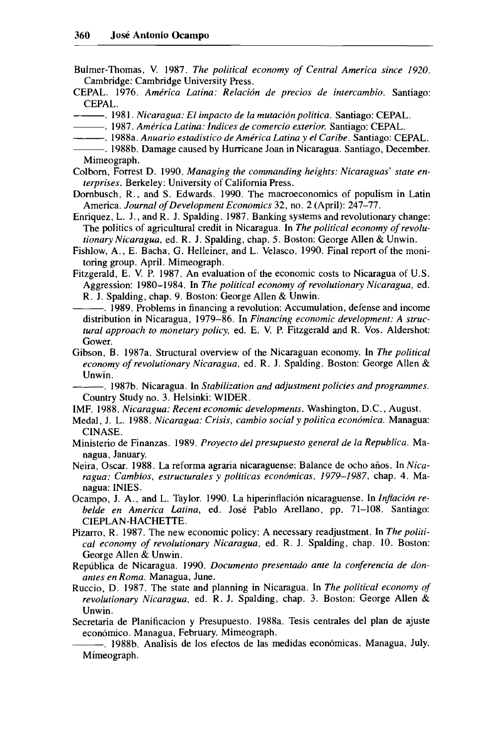Bulmer-Thomas, V. 1987. *The political economy of Central America since 1920.* Cambridge: Cambridge University Press.

CEPAL. 1976. *América Latina: Relación de precios de intercambio.* Santiago: CEPAL.

———. 1981. *Nicaragua: El impacto de la mutación politica.* Santiago: CEPAL.

———. 1987. *América Latina: Indices de comercio exterior.* Santiago: CEPAL.

———. 1988a. *Anuario estadistico de América Latina y el Caribe.* Santiago: CEPAL.

———. 1988b. Damage caused by Hurricane Joan in Nicaragua. Santiago, December. Mimeograph.

Colborn, Forrest D. 1990. *Managing the commanding heights: Nicaraguas' state enterprises.* Berkeley: University of California Press.

Dornbusch, R., and S. Edwards. 1990. The macroeconomics of populism in Latin America. *Journal of Development Economics* 32, no. 2 (April): 247–77.

Enriquez, L. J., and R. J. Spalding. 1987. Banking systems and revolutionary change: The politics of agricultural credit in Nicaragua. In *The political economy of revolutionary Nicaragua,* ed. R. J. Spalding, chap. 5. Boston: George Allen & Unwin.

Fishlow, A., E. Bacha, G. Helleiner, and L. Velasco. 1990. Final report of the monitoring group. April. Mimeograph.

Fitzgerald, E. V. P. 1987. An evaluation of the economic costs to Nicaragua of U.S. Aggression: 1980–1984. In *The political economy of revolutionary Nicaragua,* ed. R. J. Spalding, chap. 9. Boston: George Allen & Unwin.

———. 1989. Problems in financing a revolution: Accumulation, defense and income distribution in Nicaragua, 1979–86. In *Financing economic development: A structural approach to monetary policy,* ed. E. V. P. Fitzgerald and R. Vos. Aldershot: Gower.

Gibson, B. 1987a. Structural overview of the Nicaraguan economy. In *The political economy of revolutionary Nicaragua,* ed. R. J. Spalding. Boston: George Allen & Unwin.

———. 1987b. Nicaragua. In *Stabilization and adjustment policies and programmes.* Country Study no. 3. Helsinki: WIDER.

IMF. 1988. *Nicaragua: Recent economic developments.* Washington, D.C., August.

Medal, J. L. 1988. *Nicaragua: Crisis, cambio social y politica económica.* Managua: CINASE.

Ministerio de Finanzas. 1989. *Proyecto del presupuesto general de la Republica.* Managua, January.

Neira, Oscar. 1988. La reforma agraria nicaraguense: Balance de ocho años. In *Nicaragua: Cambios, estructurales y politicas económicas, 1979–1987,* chap. 4. Managua: INIES.

Ocampo, J. A., and L. Taylor. 1990. La hiperinflación nicaraguense. In *Inflación rebelde en America Latina,* ed. José Pablo Arellano, pp. 71–108. Santiago: CIEPLAN-HACHETTE.

Pizarro, R. 1987. The new economic policy: A necessary readjustment. In *The political economy of revolutionary Nicaragua,* ed. R. J. Spalding, chap. 10. Boston: George Allen & Unwin.

República de Nicaragua. 1990. *Documento presentado ante la conferencia de donantes en Roma.* Managua, June.

Ruccio, D. 1987. The state and planning in Nicaragua. In *The political economy of revolutionary Nicaragua,* ed. R. J. Spalding, chap. 3. Boston: George Allen & Unwin.

Secretaria de Planificacion y Presupuesto. 1988a. Tesis centrales del plan de ajuste económico. Managua, February. Mimeograph.

———. 1988b. Analisis de los efectos de las medidas económicas. Managua, July. Mimeograph.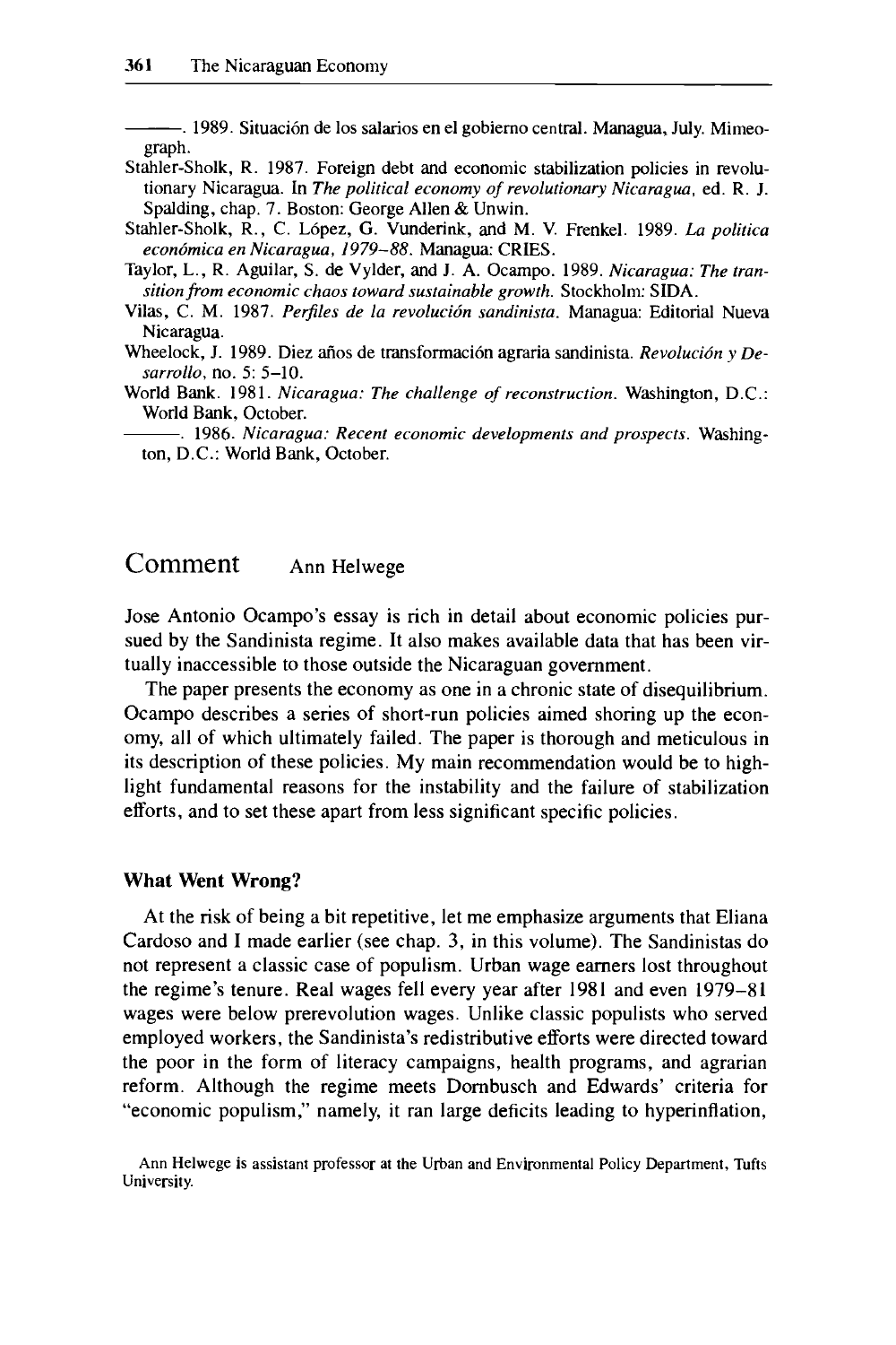———. 1989. Situación de los salarios en el gobierno central. Managua, July. Mimeograph.

Stahler-Sholk, R. 1987. Foreign debt and economic stabilization policies in revolutionary Nicaragua. In *The political economy of revolutionary Nicaragua*, ed. R. J. Spalding, chap. 7. Boston: George Allen & Unwin.

Stahler-Sholk, R., C. López, G. Vunderink, and M. V. Frenkel. 1989. *La politica económica en Nicaragua, 1979–88*. Managua: CRIES.

Taylor, L., R. Aguilar, S. de Vylder, and J. A. Ocampo. 1989. *Nicaragua: The transition from economic chaos toward sustainable growth*. Stockholm: SIDA.

Vilas, C. M. 1987. *Perfiles de la revolución sandinista*. Managua: Editorial Nueva Nicaragua.

Wheelock, J. 1989. Diez años de transformación agraria sandinista. *Revolución y Desarrollo*, no. 5: 5–10.

World Bank. 1981. *Nicaragua: The challenge of reconstruction*. Washington, D.C.: World Bank, October.

———. 1986. *Nicaragua: Recent economic developments and prospects*. Washington, D.C.: World Bank, October.

## Comment — Ann Helwege

Jose Antonio Ocampo's essay is rich in detail about economic policies pursued by the Sandinista regime. It also makes available data that has been virtually inaccessible to those outside the Nicaraguan government.

The paper presents the economy as one in a chronic state of disequilibrium. Ocampo describes a series of short-run policies aimed shoring up the economy, all of which ultimately failed. The paper is thorough and meticulous in its description of these policies. My main recommendation would be to highlight fundamental reasons for the instability and the failure of stabilization efforts, and to set these apart from less significant specific policies.

### What Went Wrong?

At the risk of being a bit repetitive, let me emphasize arguments that Eliana Cardoso and I made earlier (see chap. 3, in this volume). The Sandinistas do not represent a classic case of populism. Urban wage earners lost throughout the regime's tenure. Real wages fell every year after 1981 and even 1979–81 wages were below prerevolution wages. Unlike classic populists who served employed workers, the Sandinista's redistributive efforts were directed toward the poor in the form of literacy campaigns, health programs, and agrarian reform. Although the regime meets Dornbusch and Edwards' criteria for "economic populism," namely, it ran large deficits leading to hyperinflation,

Ann Helwege is assistant professor at the Urban and Environmental Policy Department, Tufts University.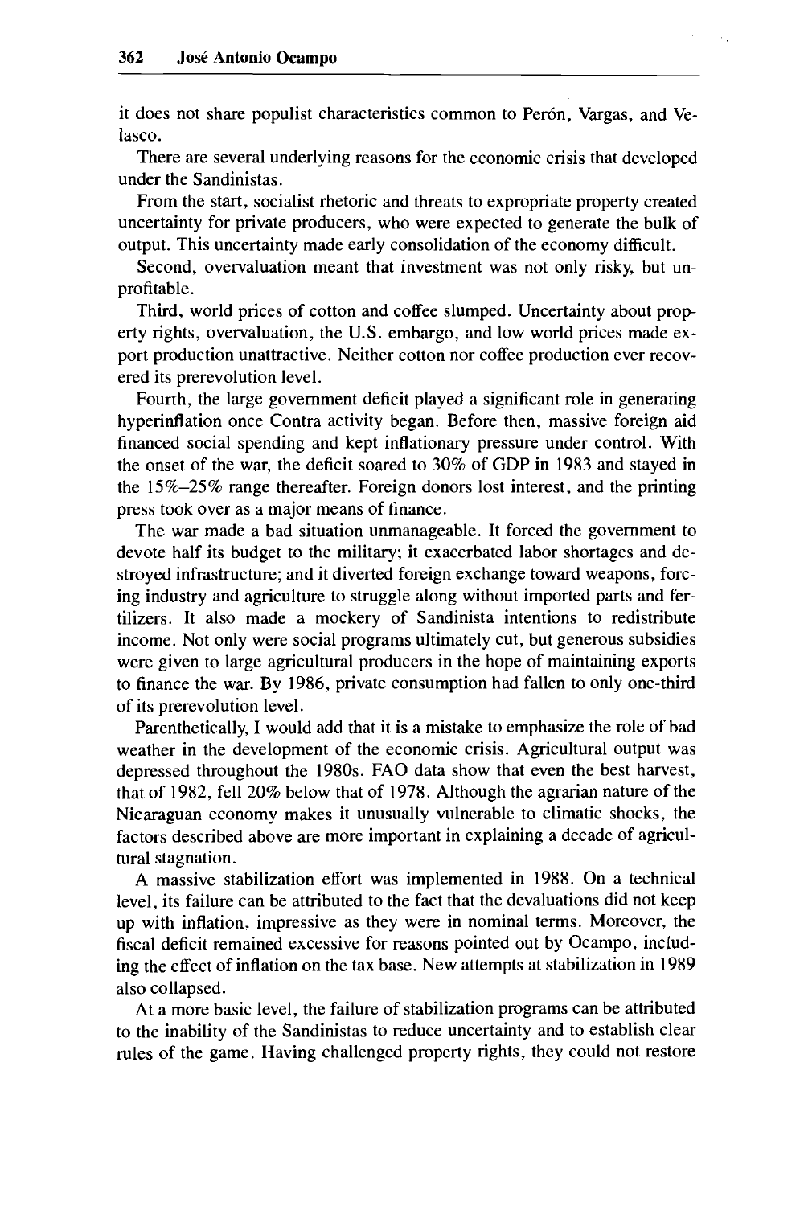it does not share populist characteristics common to Perón, Vargas, and Velasco.

There are several underlying reasons for the economic crisis that developed under the Sandinistas.

From the start, socialist rhetoric and threats to expropriate property created uncertainty for private producers, who were expected to generate the bulk of output. This uncertainty made early consolidation of the economy difficult.

Second, overvaluation meant that investment was not only risky, but unprofitable.

Third, world prices of cotton and coffee slumped. Uncertainty about property rights, overvaluation, the U.S. embargo, and low world prices made export production unattractive. Neither cotton nor coffee production ever recovered its prerevolution level.

Fourth, the large government deficit played a significant role in generating hyperinflation once Contra activity began. Before then, massive foreign aid financed social spending and kept inflationary pressure under control. With the onset of the war, the deficit soared to 30% of GDP in 1983 and stayed in the 15%–25% range thereafter. Foreign donors lost interest, and the printing press took over as a major means of finance.

The war made a bad situation unmanageable. It forced the government to devote half its budget to the military; it exacerbated labor shortages and destroyed infrastructure; and it diverted foreign exchange toward weapons, forcing industry and agriculture to struggle along without imported parts and fertilizers. It also made a mockery of Sandinista intentions to redistribute income. Not only were social programs ultimately cut, but generous subsidies were given to large agricultural producers in the hope of maintaining exports to finance the war. By 1986, private consumption had fallen to only one-third of its prerevolution level.

Parenthetically, I would add that it is a mistake to emphasize the role of bad weather in the development of the economic crisis. Agricultural output was depressed throughout the 1980s. FAO data show that even the best harvest, that of 1982, fell 20% below that of 1978. Although the agrarian nature of the Nicaraguan economy makes it unusually vulnerable to climatic shocks, the factors described above are more important in explaining a decade of agricultural stagnation.

A massive stabilization effort was implemented in 1988. On a technical level, its failure can be attributed to the fact that the devaluations did not keep up with inflation, impressive as they were in nominal terms. Moreover, the fiscal deficit remained excessive for reasons pointed out by Ocampo, including the effect of inflation on the tax base. New attempts at stabilization in 1989 also collapsed.

At a more basic level, the failure of stabilization programs can be attributed to the inability of the Sandinistas to reduce uncertainty and to establish clear rules of the game. Having challenged property rights, they could not restore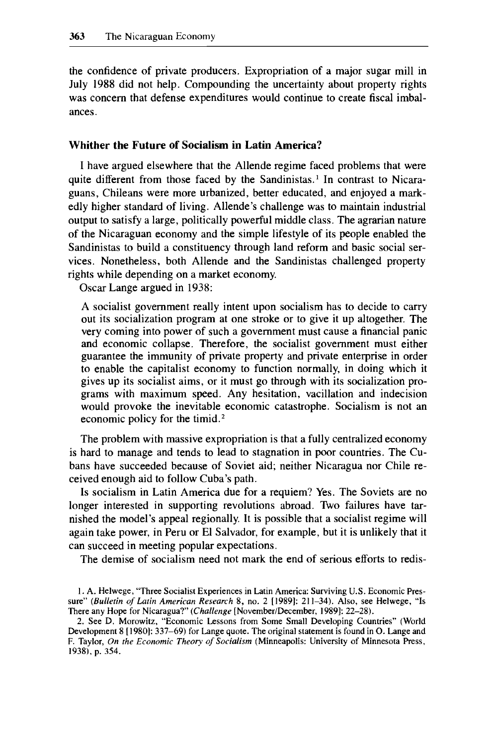the confidence of private producers. Expropriation of a major sugar mill in July 1988 did not help. Compounding the uncertainty about property rights was concern that defense expenditures would continue to create fiscal imbalances.

## Whither the Future of Socialism in Latin America?

I have argued elsewhere that the Allende regime faced problems that were quite different from those faced by the Sandinistas.[1] In contrast to Nicaraguans, Chileans were more urbanized, better educated, and enjoyed a markedly higher standard of living. Allende's challenge was to maintain industrial output to satisfy a large, politically powerful middle class. The agrarian nature of the Nicaraguan economy and the simple lifestyle of its people enabled the Sandinistas to build a constituency through land reform and basic social services. Nonetheless, both Allende and the Sandinistas challenged property rights while depending on a market economy.

Oscar Lange argued in 1938:

> A socialist government really intent upon socialism has to decide to carry out its socialization program at one stroke or to give it up altogether. The very coming into power of such a government must cause a financial panic and economic collapse. Therefore, the socialist government must either guarantee the immunity of private property and private enterprise in order to enable the capitalist economy to function normally, in doing which it gives up its socialist aims, or it must go through with its socialization programs with maximum speed. Any hesitation, vacillation and indecision would provoke the inevitable economic catastrophe. Socialism is not an economic policy for the timid.[2]

The problem with massive expropriation is that a fully centralized economy is hard to manage and tends to lead to stagnation in poor countries. The Cubans have succeeded because of Soviet aid; neither Nicaragua nor Chile received enough aid to follow Cuba's path.

Is socialism in Latin America due for a requiem? Yes. The Soviets are no longer interested in supporting revolutions abroad. Two failures have tarnished the model's appeal regionally. It is possible that a socialist regime will again take power, in Peru or El Salvador, for example, but it is unlikely that it can succeed in meeting popular expectations.

The demise of socialism need not mark the end of serious efforts to redis-

1. A. Helwege, "Three Socialist Experiences in Latin America: Surviving U.S. Economic Pressure" (*Bulletin of Latin American Research* 8, no. 2 [1989]: 211–34). Also, see Helwege, "Is There any Hope for Nicaragua?" (*Challenge* [November/December, 1989]: 22–28).

2. See D. Morowitz, "Economic Lessons from Some Small Developing Countries" (World Development 8 [1980]: 337–69) for Lange quote. The original statement is found in O. Lange and F. Taylor, *On the Economic Theory of Socialism* (Minneapolis: University of Minnesota Press, 1938), p. 354.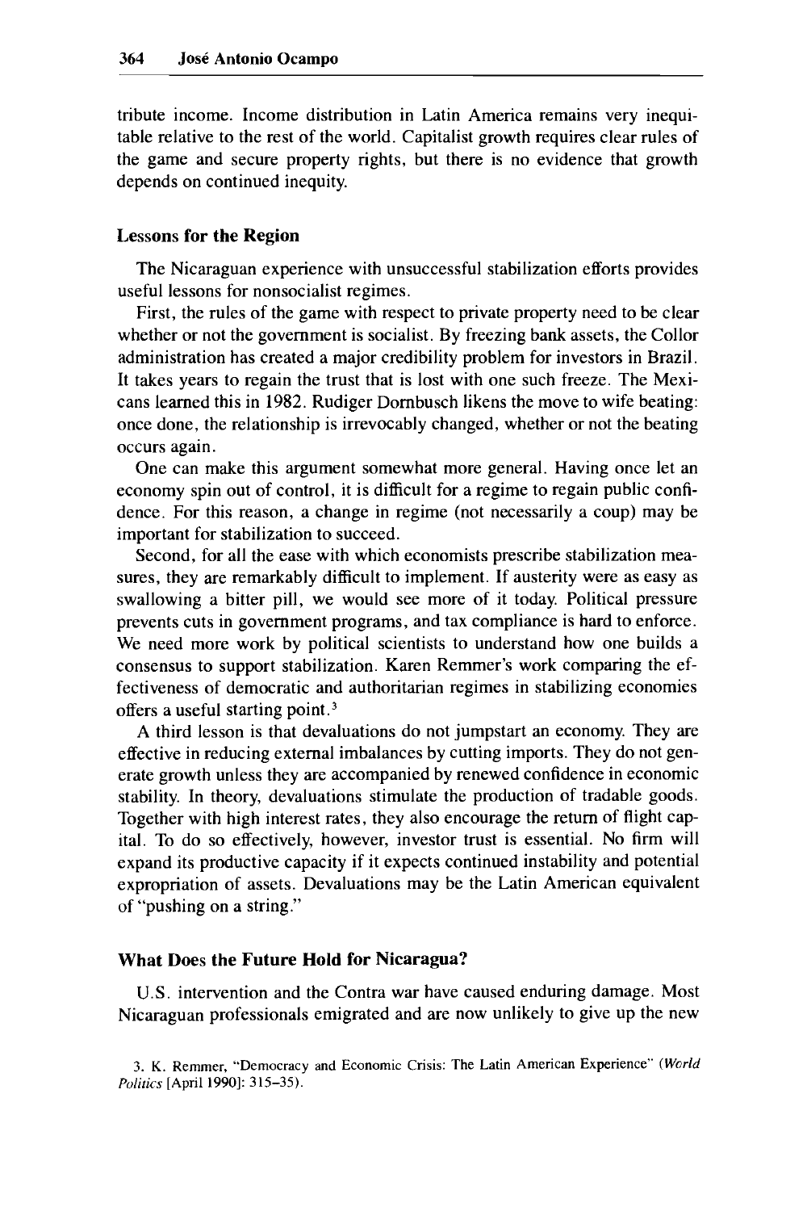tribute income. Income distribution in Latin America remains very inequitable relative to the rest of the world. Capitalist growth requires clear rules of the game and secure property rights, but there is no evidence that growth depends on continued inequity.

### Lessons for the Region

The Nicaraguan experience with unsuccessful stabilization efforts provides useful lessons for nonsocialist regimes.

First, the rules of the game with respect to private property need to be clear whether or not the government is socialist. By freezing bank assets, the Collor administration has created a major credibility problem for investors in Brazil. It takes years to regain the trust that is lost with one such freeze. The Mexicans learned this in 1982. Rudiger Dornbusch likens the move to wife beating: once done, the relationship is irrevocably changed, whether or not the beating occurs again.

One can make this argument somewhat more general. Having once let an economy spin out of control, it is difficult for a regime to regain public confidence. For this reason, a change in regime (not necessarily a coup) may be important for stabilization to succeed.

Second, for all the ease with which economists prescribe stabilization measures, they are remarkably difficult to implement. If austerity were as easy as swallowing a bitter pill, we would see more of it today. Political pressure prevents cuts in government programs, and tax compliance is hard to enforce. We need more work by political scientists to understand how one builds a consensus to support stabilization. Karen Remmer's work comparing the effectiveness of democratic and authoritarian regimes in stabilizing economies offers a useful starting point.[3]

A third lesson is that devaluations do not jumpstart an economy. They are effective in reducing external imbalances by cutting imports. They do not generate growth unless they are accompanied by renewed confidence in economic stability. In theory, devaluations stimulate the production of tradable goods. Together with high interest rates, they also encourage the return of flight capital. To do so effectively, however, investor trust is essential. No firm will expand its productive capacity if it expects continued instability and potential expropriation of assets. Devaluations may be the Latin American equivalent of "pushing on a string."

### What Does the Future Hold for Nicaragua?

U.S. intervention and the Contra war have caused enduring damage. Most Nicaraguan professionals emigrated and are now unlikely to give up the new

3. K. Remmer, "Democracy and Economic Crisis: The Latin American Experience" (*World Politics* [April 1990]: 315–35).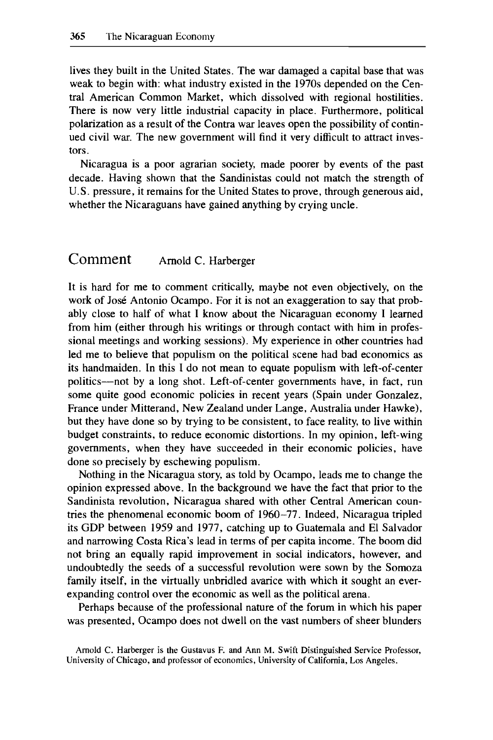lives they built in the United States. The war damaged a capital base that was weak to begin with: what industry existed in the 1970s depended on the Central American Common Market, which dissolved with regional hostilities. There is now very little industrial capacity in place. Furthermore, political polarization as a result of the Contra war leaves open the possibility of continued civil war. The new government will find it very difficult to attract investors.

Nicaragua is a poor agrarian society, made poorer by events of the past decade. Having shown that the Sandinistas could not match the strength of U.S. pressure, it remains for the United States to prove, through generous aid, whether the Nicaraguans have gained anything by crying uncle.

## Comment Arnold C. Harberger

It is hard for me to comment critically, maybe not even objectively, on the work of José Antonio Ocampo. For it is not an exaggeration to say that probably close to half of what I know about the Nicaraguan economy I learned from him (either through his writings or through contact with him in professional meetings and working sessions). My experience in other countries had led me to believe that populism on the political scene had bad economics as its handmaiden. In this I do not mean to equate populism with left-of-center politics—not by a long shot. Left-of-center governments have, in fact, run some quite good economic policies in recent years (Spain under Gonzalez, France under Mitterand, New Zealand under Lange, Australia under Hawke), but they have done so by trying to be consistent, to face reality, to live within budget constraints, to reduce economic distortions. In my opinion, left-wing governments, when they have succeeded in their economic policies, have done so precisely by eschewing populism.

Nothing in the Nicaragua story, as told by Ocampo, leads me to change the opinion expressed above. In the background we have the fact that prior to the Sandinista revolution, Nicaragua shared with other Central American countries the phenomenal economic boom of 1960–77. Indeed, Nicaragua tripled its GDP between 1959 and 1977, catching up to Guatemala and El Salvador and narrowing Costa Rica's lead in terms of per capita income. The boom did not bring an equally rapid improvement in social indicators, however, and undoubtedly the seeds of a successful revolution were sown by the Somoza family itself, in the virtually unbridled avarice with which it sought an ever-expanding control over the economic as well as the political arena.

Perhaps because of the professional nature of the forum in which his paper was presented, Ocampo does not dwell on the vast numbers of sheer blunders

Arnold C. Harberger is the Gustavus F. and Ann M. Swift Distinguished Service Professor, University of Chicago, and professor of economics, University of California, Los Angeles.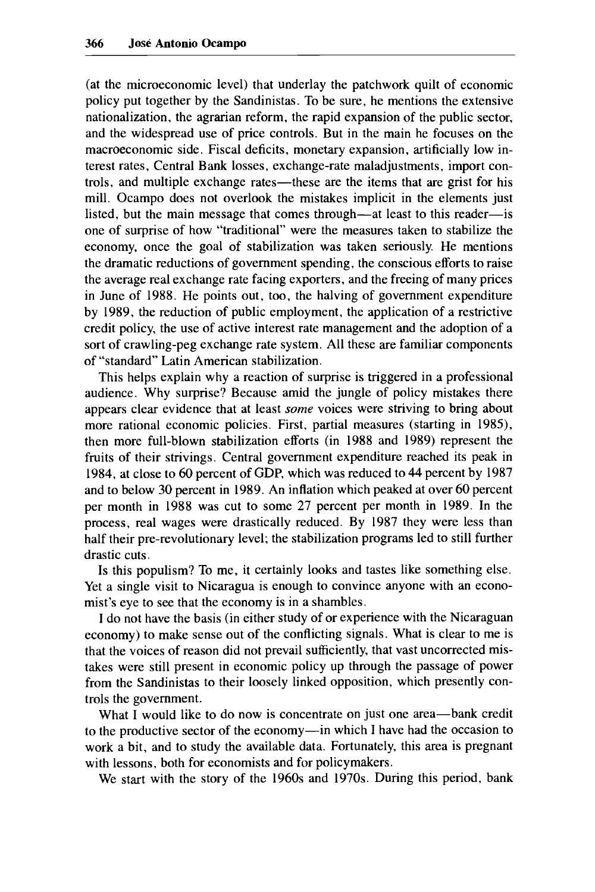(at the microeconomic level) that underlay the patchwork quilt of economic policy put together by the Sandinistas. To be sure, he mentions the extensive nationalization, the agrarian reform, the rapid expansion of the public sector, and the widespread use of price controls. But in the main he focuses on the macroeconomic side. Fiscal deficits, monetary expansion, artificially low interest rates, Central Bank losses, exchange-rate maladjustments, import controls, and multiple exchange rates—these are the items that are grist for his mill. Ocampo does not overlook the mistakes implicit in the elements just listed, but the main message that comes through—at least to this reader—is one of surprise of how "traditional" were the measures taken to stabilize the economy, once the goal of stabilization was taken seriously. He mentions the dramatic reductions of government spending, the conscious efforts to raise the average real exchange rate facing exporters, and the freeing of many prices in June of 1988. He points out, too, the halving of government expenditure by 1989, the reduction of public employment, the application of a restrictive credit policy, the use of active interest rate management and the adoption of a sort of crawling-peg exchange rate system. All these are familiar components of "standard" Latin American stabilization.

This helps explain why a reaction of surprise is triggered in a professional audience. Why surprise? Because amid the jungle of policy mistakes there appears clear evidence that at least *some* voices were striving to bring about more rational economic policies. First, partial measures (starting in 1985), then more full-blown stabilization efforts (in 1988 and 1989) represent the fruits of their strivings. Central government expenditure reached its peak in 1984, at close to 60 percent of GDP, which was reduced to 44 percent by 1987 and to below 30 percent in 1989. An inflation which peaked at over 60 percent per month in 1988 was cut to some 27 percent per month in 1989. In the process, real wages were drastically reduced. By 1987 they were less than half their pre-revolutionary level; the stabilization programs led to still further drastic cuts.

Is this populism? To me, it certainly looks and tastes like something else. Yet a single visit to Nicaragua is enough to convince anyone with an economist's eye to see that the economy is in a shambles.

I do not have the basis (in either study of or experience with the Nicaraguan economy) to make sense out of the conflicting signals. What is clear to me is that the voices of reason did not prevail sufficiently, that vast uncorrected mistakes were still present in economic policy up through the passage of power from the Sandinistas to their loosely linked opposition, which presently controls the government.

What I would like to do now is concentrate on just one area—bank credit to the productive sector of the economy—in which I have had the occasion to work a bit, and to study the available data. Fortunately, this area is pregnant with lessons, both for economists and for policymakers.

We start with the story of the 1960s and 1970s. During this period, bank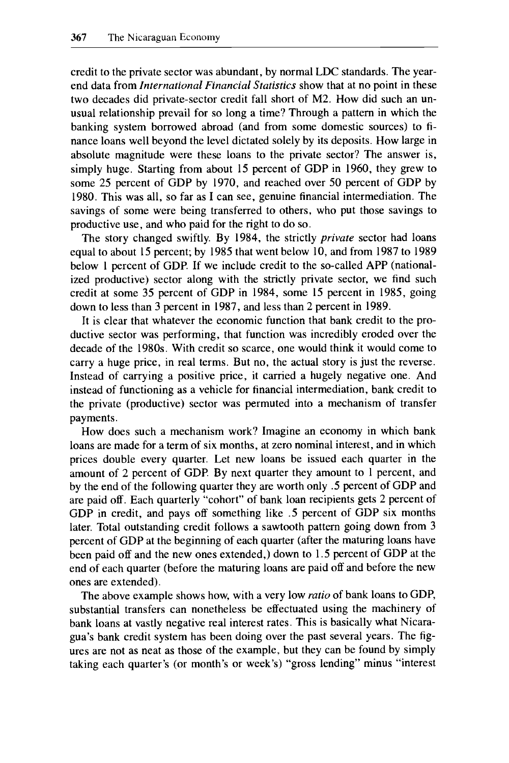credit to the private sector was abundant, by normal LDC standards. The year-end data from *International Financial Statistics* show that at no point in these two decades did private-sector credit fall short of M2. How did such an unusual relationship prevail for so long a time? Through a pattern in which the banking system borrowed abroad (and from some domestic sources) to finance loans well beyond the level dictated solely by its deposits. How large in absolute magnitude were these loans to the private sector? The answer is, simply huge. Starting from about 15 percent of GDP in 1960, they grew to some 25 percent of GDP by 1970, and reached over 50 percent of GDP by 1980. This was all, so far as I can see, genuine financial intermediation. The savings of some were being transferred to others, who put those savings to productive use, and who paid for the right to do so.

The story changed swiftly. By 1984, the strictly *private* sector had loans equal to about 15 percent; by 1985 that went below 10, and from 1987 to 1989 below 1 percent of GDP. If we include credit to the so-called APP (nationalized productive) sector along with the strictly private sector, we find such credit at some 35 percent of GDP in 1984, some 15 percent in 1985, going down to less than 3 percent in 1987, and less than 2 percent in 1989.

It is clear that whatever the economic function that bank credit to the productive sector was performing, that function was incredibly eroded over the decade of the 1980s. With credit so scarce, one would think it would come to carry a huge price, in real terms. But no, the actual story is just the reverse. Instead of carrying a positive price, it carried a hugely negative one. And instead of functioning as a vehicle for financial intermediation, bank credit to the private (productive) sector was permuted into a mechanism of transfer payments.

How does such a mechanism work? Imagine an economy in which bank loans are made for a term of six months, at zero nominal interest, and in which prices double every quarter. Let new loans be issued each quarter in the amount of 2 percent of GDP. By next quarter they amount to 1 percent, and by the end of the following quarter they are worth only .5 percent of GDP and are paid off. Each quarterly "cohort" of bank loan recipients gets 2 percent of GDP in credit, and pays off something like .5 percent of GDP six months later. Total outstanding credit follows a sawtooth pattern going down from 3 percent of GDP at the beginning of each quarter (after the maturing loans have been paid off and the new ones extended,) down to 1.5 percent of GDP at the end of each quarter (before the maturing loans are paid off and before the new ones are extended).

The above example shows how, with a very low *ratio* of bank loans to GDP, substantial transfers can nonetheless be effectuated using the machinery of bank loans at vastly negative real interest rates. This is basically what Nicaragua's bank credit system has been doing over the past several years. The figures are not as neat as those of the example, but they can be found by simply taking each quarter's (or month's or week's) "gross lending" minus "interest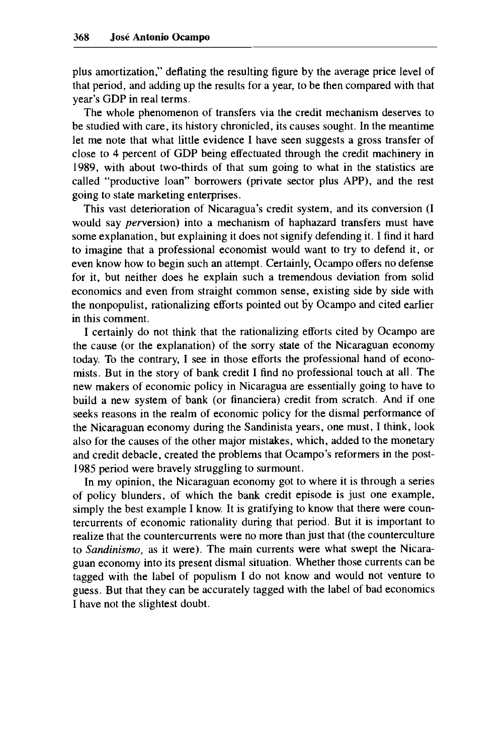plus amortization," deflating the resulting figure by the average price level of that period, and adding up the results for a year, to be then compared with that year's GDP in real terms.

The whole phenomenon of transfers via the credit mechanism deserves to be studied with care, its history chronicled, its causes sought. In the meantime let me note that what little evidence I have seen suggests a gross transfer of close to 4 percent of GDP being effectuated through the credit machinery in 1989, with about two-thirds of that sum going to what in the statistics are called "productive loan" borrowers (private sector plus APP), and the rest going to state marketing enterprises.

This vast deterioration of Nicaragua's credit system, and its conversion (I would say *per*version) into a mechanism of haphazard transfers must have some explanation, but explaining it does not signify defending it. I find it hard to imagine that a professional economist would want to try to defend it, or even know how to begin such an attempt. Certainly, Ocampo offers no defense for it, but neither does he explain such a tremendous deviation from solid economics and even from straight common sense, existing side by side with the nonpopulist, rationalizing efforts pointed out by Ocampo and cited earlier in this comment.

I certainly do not think that the rationalizing efforts cited by Ocampo are the cause (or the explanation) of the sorry state of the Nicaraguan economy today. To the contrary, I see in those efforts the professional hand of economists. But in the story of bank credit I find no professional touch at all. The new makers of economic policy in Nicaragua are essentially going to have to build a new system of bank (or financiera) credit from scratch. And if one seeks reasons in the realm of economic policy for the dismal performance of the Nicaraguan economy during the Sandinista years, one must, I think, look also for the causes of the other major mistakes, which, added to the monetary and credit debacle, created the problems that Ocampo's reformers in the post-1985 period were bravely struggling to surmount.

In my opinion, the Nicaraguan economy got to where it is through a series of policy blunders, of which the bank credit episode is just one example, simply the best example I know. It is gratifying to know that there were countercurrents of economic rationality during that period. But it is important to realize that the countercurrents were no more than just that (the counterculture to *Sandinismo,* as it were). The main currents were what swept the Nicaraguan economy into its present dismal situation. Whether those currents can be tagged with the label of populism I do not know and would not venture to guess. But that they can be accurately tagged with the label of bad economics I have not the slightest doubt.